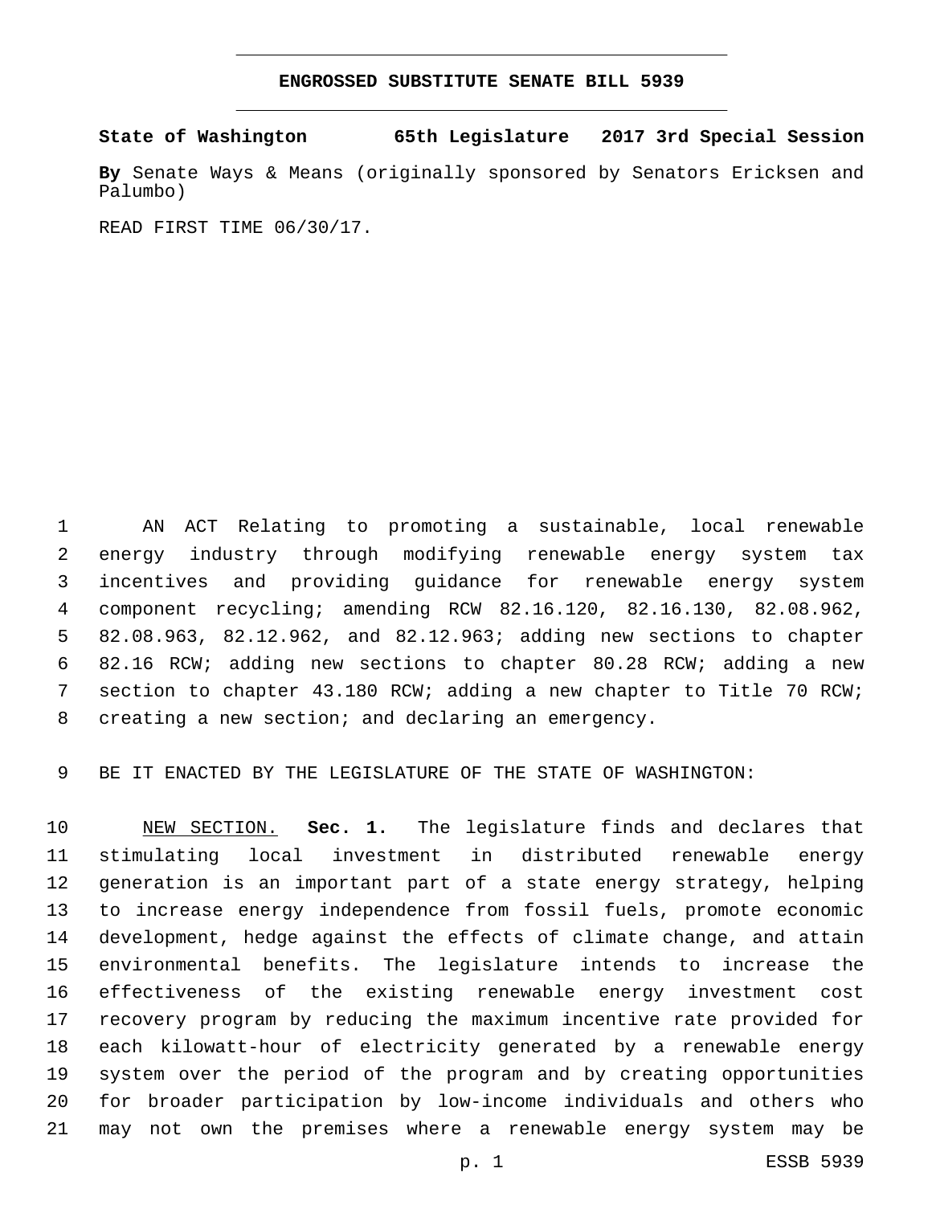# ENGROSSED SUBSTITUTE SENATE BILL 5939

**State of Washington 65th Legislature 2017 3rd Special Session**

**By** Senate Ways & Means (originally sponsored by Senators Ericksen and Palumbo)

READ FIRST TIME 06/30/17.

AN ACT Relating to promoting a sustainable, local renewable energy industry through modifying renewable energy system tax incentives and providing guidance for renewable energy system component recycling; amending RCW 82.16.120, 82.16.130, 82.08.962, 82.08.963, 82.12.962, and 82.12.963; adding new sections to chapter 82.16 RCW; adding new sections to chapter 80.28 RCW; adding a new section to chapter 43.180 RCW; adding a new chapter to Title 70 RCW; creating a new section; and declaring an emergency.

BE IT ENACTED BY THE LEGISLATURE OF THE STATE OF WASHINGTON:

NEW SECTION. **Sec. 1.** The legislature finds and declares that stimulating local investment in distributed renewable energy generation is an important part of a state energy strategy, helping to increase energy independence from fossil fuels, promote economic development, hedge against the effects of climate change, and attain environmental benefits. The legislature intends to increase the effectiveness of the existing renewable energy investment cost recovery program by reducing the maximum incentive rate provided for each kilowatt-hour of electricity generated by a renewable energy system over the period of the program and by creating opportunities for broader participation by low-income individuals and others who may not own the premises where a renewable energy system may be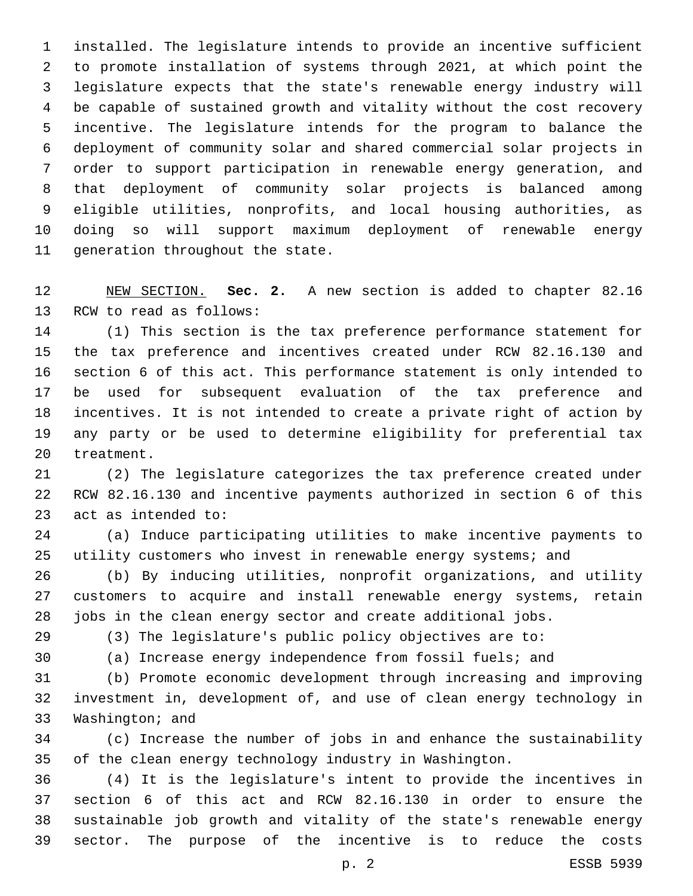installed. The legislature intends to provide an incentive sufficient to promote installation of systems through 2021, at which point the legislature expects that the state's renewable energy industry will be capable of sustained growth and vitality without the cost recovery incentive. The legislature intends for the program to balance the deployment of community solar and shared commercial solar projects in order to support participation in renewable energy generation, and that deployment of community solar projects is balanced among eligible utilities, nonprofits, and local housing authorities, as doing so will support maximum deployment of renewable energy generation throughout the state.

NEW SECTION. **Sec. 2.** A new section is added to chapter 82.16 RCW to read as follows:

(1) This section is the tax preference performance statement for the tax preference and incentives created under RCW 82.16.130 and section 6 of this act. This performance statement is only intended to be used for subsequent evaluation of the tax preference and incentives. It is not intended to create a private right of action by any party or be used to determine eligibility for preferential tax treatment.

(2) The legislature categorizes the tax preference created under RCW 82.16.130 and incentive payments authorized in section 6 of this act as intended to:

(a) Induce participating utilities to make incentive payments to utility customers who invest in renewable energy systems; and

(b) By inducing utilities, nonprofit organizations, and utility customers to acquire and install renewable energy systems, retain jobs in the clean energy sector and create additional jobs.

(3) The legislature's public policy objectives are to:

(a) Increase energy independence from fossil fuels; and

(b) Promote economic development through increasing and improving investment in, development of, and use of clean energy technology in Washington; and

(c) Increase the number of jobs in and enhance the sustainability of the clean energy technology industry in Washington.

(4) It is the legislature's intent to provide the incentives in section 6 of this act and RCW 82.16.130 in order to ensure the sustainable job growth and vitality of the state's renewable energy sector. The purpose of the incentive is to reduce the costs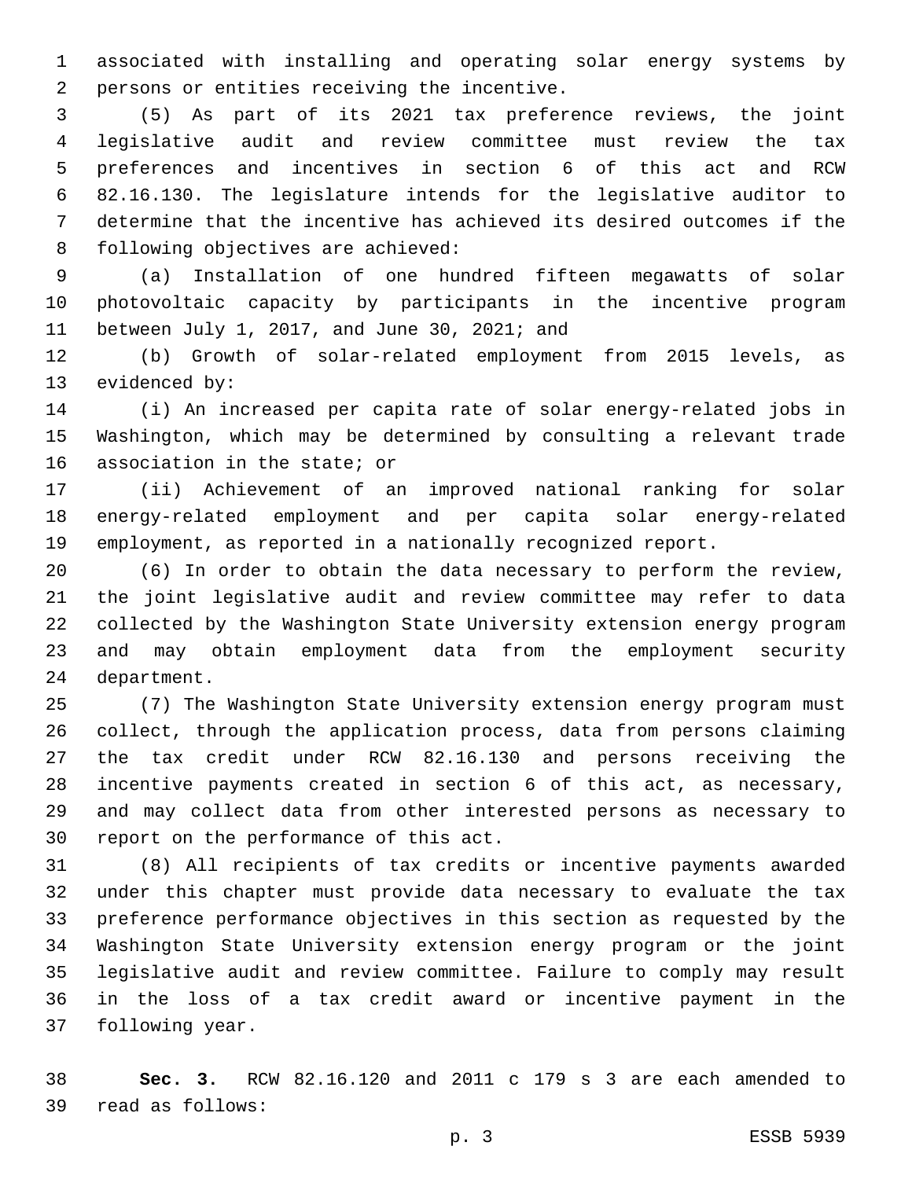associated with installing and operating solar energy systems by persons or entities receiving the incentive.

(5) As part of its 2021 tax preference reviews, the joint legislative audit and review committee must review the tax preferences and incentives in section 6 of this act and RCW 82.16.130. The legislature intends for the legislative auditor to determine that the incentive has achieved its desired outcomes if the following objectives are achieved:

(a) Installation of one hundred fifteen megawatts of solar photovoltaic capacity by participants in the incentive program between July 1, 2017, and June 30, 2021; and

(b) Growth of solar-related employment from 2015 levels, as evidenced by:

(i) An increased per capita rate of solar energy-related jobs in Washington, which may be determined by consulting a relevant trade association in the state; or

(ii) Achievement of an improved national ranking for solar energy-related employment and per capita solar energy-related employment, as reported in a nationally recognized report.

(6) In order to obtain the data necessary to perform the review, the joint legislative audit and review committee may refer to data collected by the Washington State University extension energy program and may obtain employment data from the employment security department.

(7) The Washington State University extension energy program must collect, through the application process, data from persons claiming the tax credit under RCW 82.16.130 and persons receiving the incentive payments created in section 6 of this act, as necessary, and may collect data from other interested persons as necessary to report on the performance of this act.

(8) All recipients of tax credits or incentive payments awarded under this chapter must provide data necessary to evaluate the tax preference performance objectives in this section as requested by the Washington State University extension energy program or the joint legislative audit and review committee. Failure to comply may result in the loss of a tax credit award or incentive payment in the following year.

**Sec. 3.** RCW 82.16.120 and 2011 c 179 s 3 are each amended to read as follows: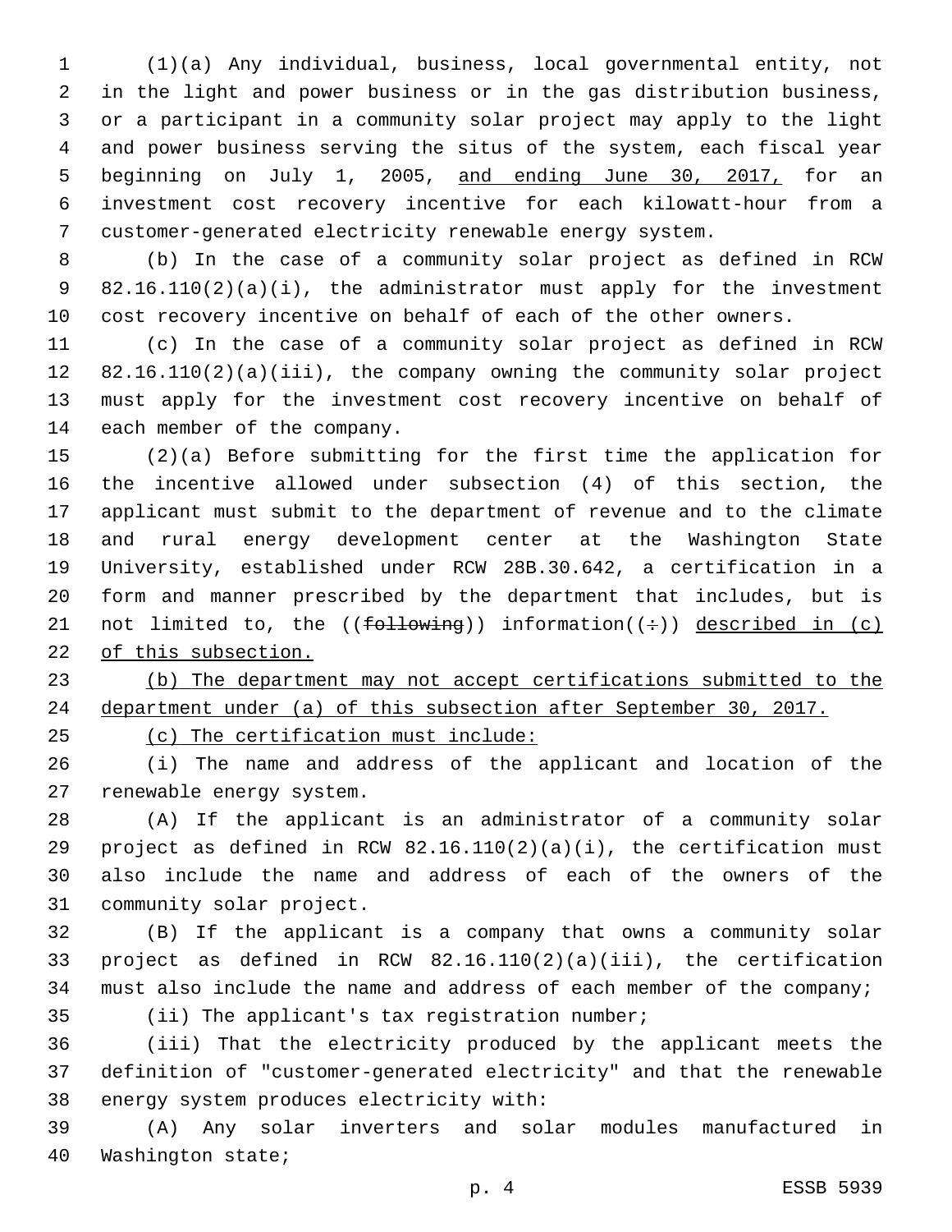(1)(a) Any individual, business, local governmental entity, not in the light and power business or in the gas distribution business, or a participant in a community solar project may apply to the light and power business serving the situs of the system, each fiscal year beginning on July 1, 2005, and ending June 30, 2017, for an investment cost recovery incentive for each kilowatt-hour from a customer-generated electricity renewable energy system.

(b) In the case of a community solar project as defined in RCW 82.16.110(2)(a)(i), the administrator must apply for the investment cost recovery incentive on behalf of each of the other owners.

(c) In the case of a community solar project as defined in RCW 82.16.110(2)(a)(iii), the company owning the community solar project must apply for the investment cost recovery incentive on behalf of each member of the company.

(2)(a) Before submitting for the first time the application for the incentive allowed under subsection (4) of this section, the applicant must submit to the department of revenue and to the climate and rural energy development center at the Washington State University, established under RCW 28B.30.642, a certification in a form and manner prescribed by the department that includes, but is not limited to, the ((~~following~~)) information((~~:~~)) described in (c) of this subsection.

(b) The department may not accept certifications submitted to the department under (a) of this subsection after September 30, 2017.

(c) The certification must include:

(i) The name and address of the applicant and location of the renewable energy system.

(A) If the applicant is an administrator of a community solar project as defined in RCW 82.16.110(2)(a)(i), the certification must also include the name and address of each of the owners of the community solar project.

(B) If the applicant is a company that owns a community solar project as defined in RCW 82.16.110(2)(a)(iii), the certification must also include the name and address of each member of the company;

(ii) The applicant's tax registration number;

(iii) That the electricity produced by the applicant meets the definition of "customer-generated electricity" and that the renewable energy system produces electricity with:

(A) Any solar inverters and solar modules manufactured in Washington state;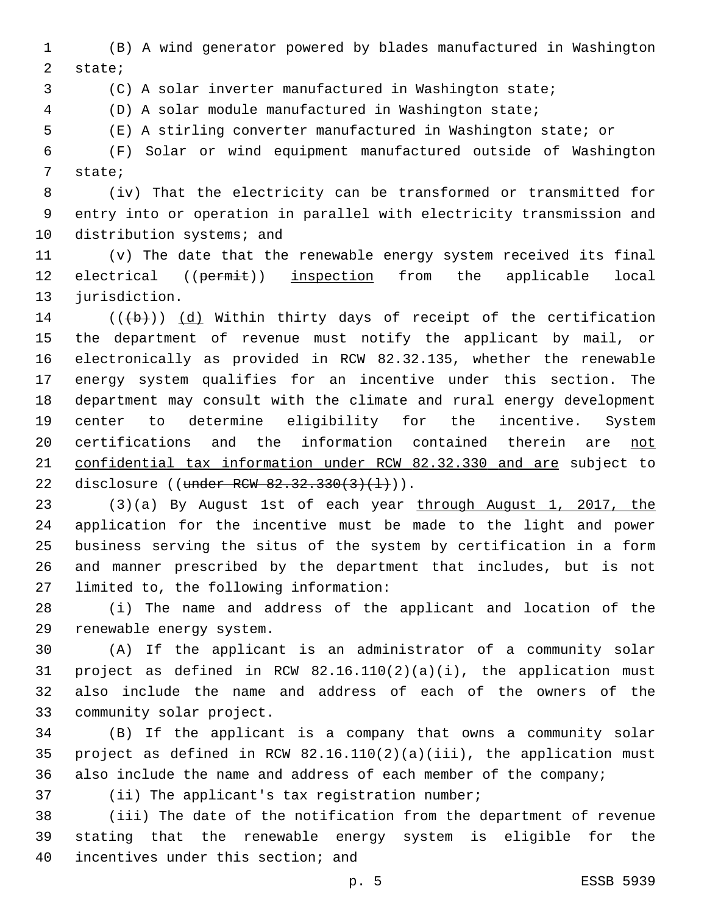(B) A wind generator powered by blades manufactured in Washington state;

(C) A solar inverter manufactured in Washington state;

(D) A solar module manufactured in Washington state;

(E) A stirling converter manufactured in Washington state; or

(F) Solar or wind equipment manufactured outside of Washington state;

(iv) That the electricity can be transformed or transmitted for entry into or operation in parallel with electricity transmission and distribution systems; and

(v) The date that the renewable energy system received its final electrical ((~~permit~~)) inspection from the applicable local jurisdiction.

((~~(b)~~)) (d) Within thirty days of receipt of the certification the department of revenue must notify the applicant by mail, or electronically as provided in RCW 82.32.135, whether the renewable energy system qualifies for an incentive under this section. The department may consult with the climate and rural energy development center to determine eligibility for the incentive. System certifications and the information contained therein are not confidential tax information under RCW 82.32.330 and are subject to disclosure ((~~under RCW 82.32.330(3)(l)~~)).

(3)(a) By August 1st of each year through August 1, 2017, the application for the incentive must be made to the light and power business serving the situs of the system by certification in a form and manner prescribed by the department that includes, but is not limited to, the following information:

(i) The name and address of the applicant and location of the renewable energy system.

(A) If the applicant is an administrator of a community solar project as defined in RCW 82.16.110(2)(a)(i), the application must also include the name and address of each of the owners of the community solar project.

(B) If the applicant is a company that owns a community solar project as defined in RCW 82.16.110(2)(a)(iii), the application must also include the name and address of each member of the company;

(ii) The applicant's tax registration number;

(iii) The date of the notification from the department of revenue stating that the renewable energy system is eligible for the incentives under this section; and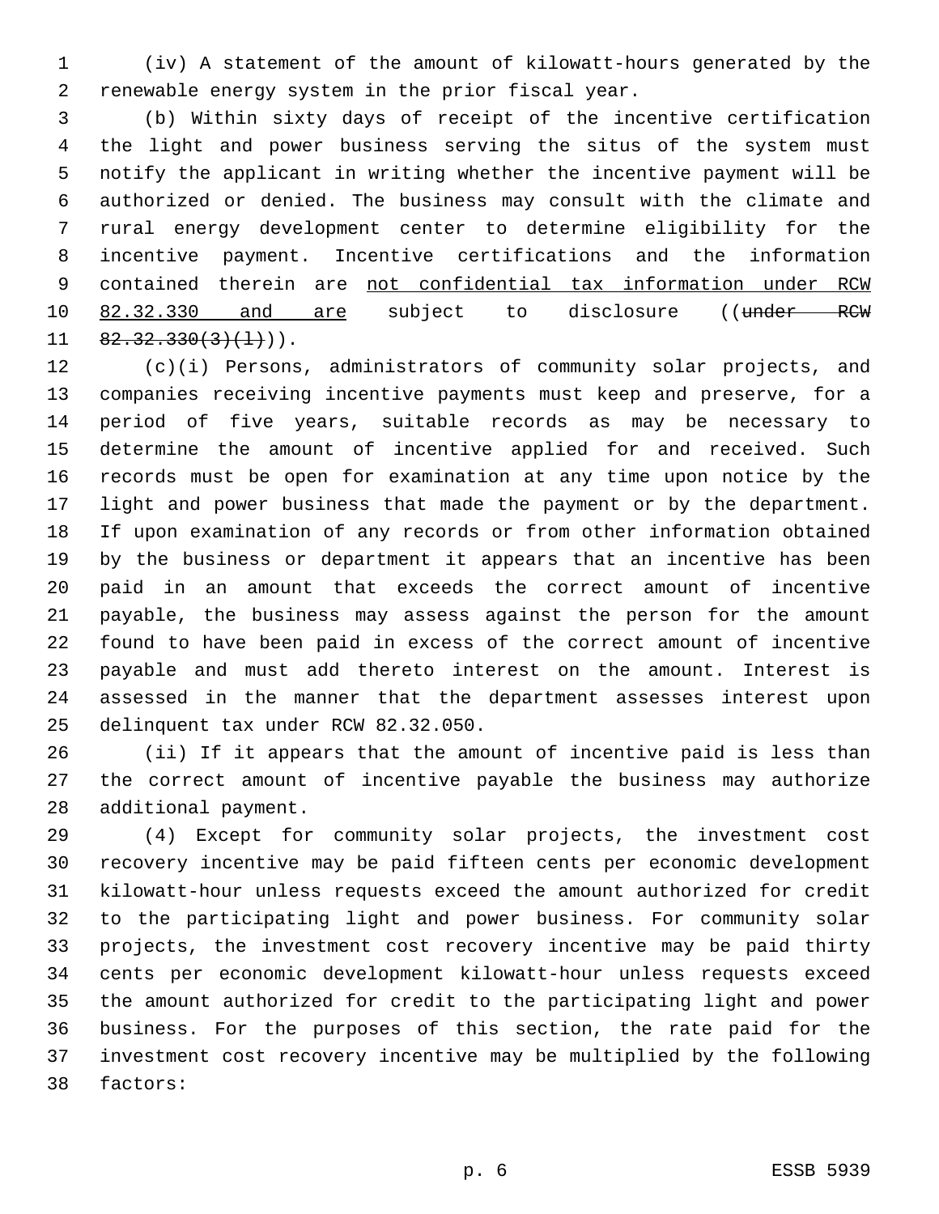(iv) A statement of the amount of kilowatt-hours generated by the renewable energy system in the prior fiscal year.

(b) Within sixty days of receipt of the incentive certification the light and power business serving the situs of the system must notify the applicant in writing whether the incentive payment will be authorized or denied. The business may consult with the climate and rural energy development center to determine eligibility for the incentive payment. Incentive certifications and the information contained therein are <u>not confidential tax information under RCW 82.32.330 and are</u> subject to disclosure ((~~under RCW 82.32.330(3)(l)~~)).

(c)(i) Persons, administrators of community solar projects, and companies receiving incentive payments must keep and preserve, for a period of five years, suitable records as may be necessary to determine the amount of incentive applied for and received. Such records must be open for examination at any time upon notice by the light and power business that made the payment or by the department. If upon examination of any records or from other information obtained by the business or department it appears that an incentive has been paid in an amount that exceeds the correct amount of incentive payable, the business may assess against the person for the amount found to have been paid in excess of the correct amount of incentive payable and must add thereto interest on the amount. Interest is assessed in the manner that the department assesses interest upon delinquent tax under RCW 82.32.050.

(ii) If it appears that the amount of incentive paid is less than the correct amount of incentive payable the business may authorize additional payment.

(4) Except for community solar projects, the investment cost recovery incentive may be paid fifteen cents per economic development kilowatt-hour unless requests exceed the amount authorized for credit to the participating light and power business. For community solar projects, the investment cost recovery incentive may be paid thirty cents per economic development kilowatt-hour unless requests exceed the amount authorized for credit to the participating light and power business. For the purposes of this section, the rate paid for the investment cost recovery incentive may be multiplied by the following factors: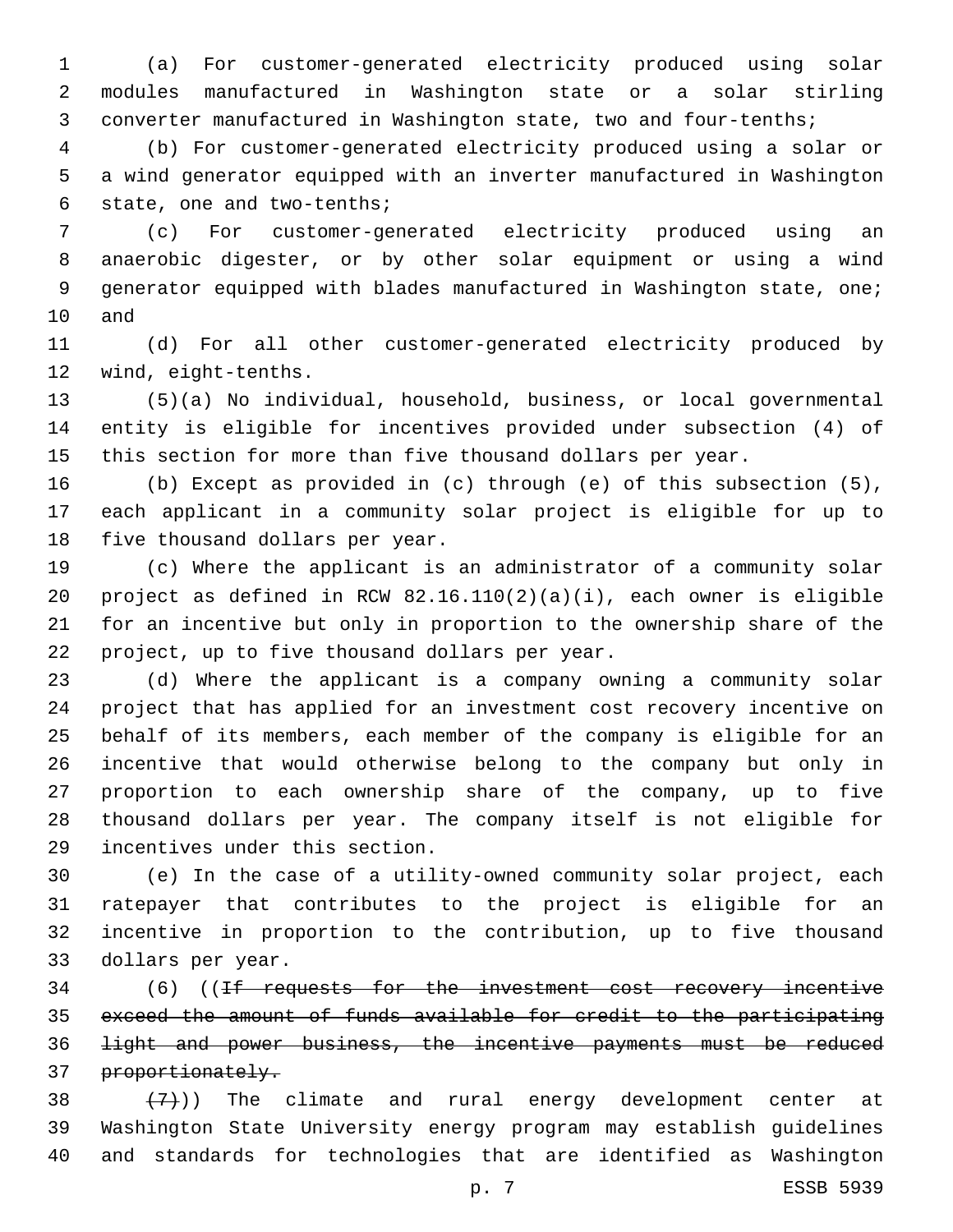(a) For customer-generated electricity produced using solar modules manufactured in Washington state or a solar stirling converter manufactured in Washington state, two and four-tenths;

(b) For customer-generated electricity produced using a solar or a wind generator equipped with an inverter manufactured in Washington state, one and two-tenths;

(c) For customer-generated electricity produced using an anaerobic digester, or by other solar equipment or using a wind generator equipped with blades manufactured in Washington state, one; and

(d) For all other customer-generated electricity produced by wind, eight-tenths.

(5)(a) No individual, household, business, or local governmental entity is eligible for incentives provided under subsection (4) of this section for more than five thousand dollars per year.

(b) Except as provided in (c) through (e) of this subsection (5), each applicant in a community solar project is eligible for up to five thousand dollars per year.

(c) Where the applicant is an administrator of a community solar project as defined in RCW 82.16.110(2)(a)(i), each owner is eligible for an incentive but only in proportion to the ownership share of the project, up to five thousand dollars per year.

(d) Where the applicant is a company owning a community solar project that has applied for an investment cost recovery incentive on behalf of its members, each member of the company is eligible for an incentive that would otherwise belong to the company but only in proportion to each ownership share of the company, up to five thousand dollars per year. The company itself is not eligible for incentives under this section.

(e) In the case of a utility-owned community solar project, each ratepayer that contributes to the project is eligible for an incentive in proportion to the contribution, up to five thousand dollars per year.

(6) ((~~If requests for the investment cost recovery incentive exceed the amount of funds available for credit to the participating light and power business, the incentive payments must be reduced proportionately.~~

~~(7)~~)) The climate and rural energy development center at Washington State University energy program may establish guidelines and standards for technologies that are identified as Washington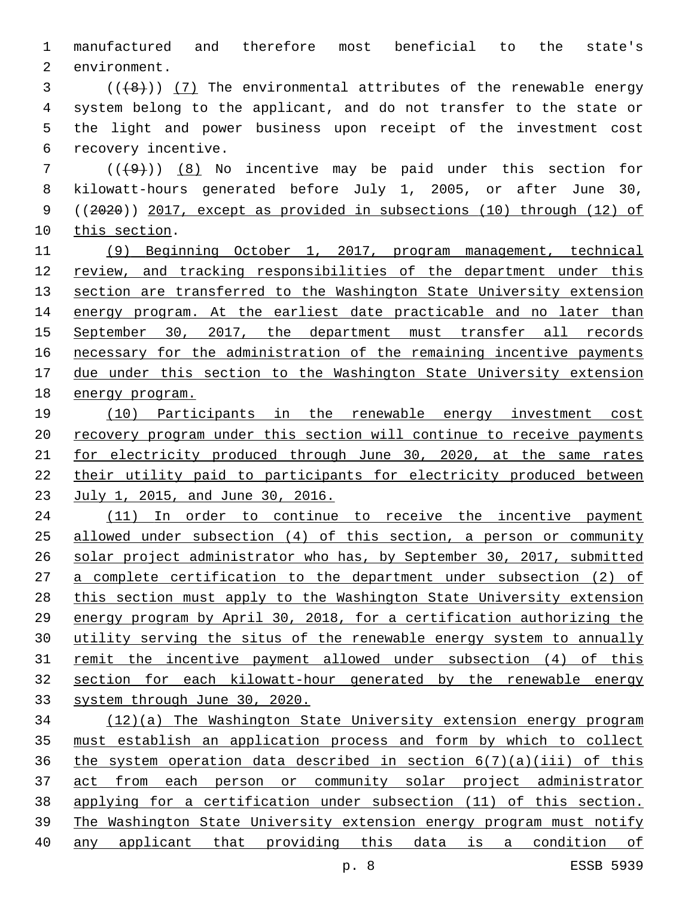manufactured and therefore most beneficial to the state's environment.

((~~(8)~~)) <u>(7)</u> The environmental attributes of the renewable energy system belong to the applicant, and do not transfer to the state or the light and power business upon receipt of the investment cost recovery incentive.

((~~(9)~~)) <u>(8)</u> No incentive may be paid under this section for kilowatt-hours generated before July 1, 2005, or after June 30, ((~~2020~~)) <u>2017, except as provided in subsections (10) through (12) of this section</u>.

<u>(9) Beginning October 1, 2017, program management, technical review, and tracking responsibilities of the department under this section are transferred to the Washington State University extension energy program. At the earliest date practicable and no later than September 30, 2017, the department must transfer all records necessary for the administration of the remaining incentive payments due under this section to the Washington State University extension energy program.</u>

<u>(10) Participants in the renewable energy investment cost recovery program under this section will continue to receive payments for electricity produced through June 30, 2020, at the same rates their utility paid to participants for electricity produced between July 1, 2015, and June 30, 2016.</u>

<u>(11) In order to continue to receive the incentive payment allowed under subsection (4) of this section, a person or community solar project administrator who has, by September 30, 2017, submitted a complete certification to the department under subsection (2) of this section must apply to the Washington State University extension energy program by April 30, 2018, for a certification authorizing the utility serving the situs of the renewable energy system to annually remit the incentive payment allowed under subsection (4) of this section for each kilowatt-hour generated by the renewable energy system through June 30, 2020.</u>

<u>(12)(a) The Washington State University extension energy program must establish an application process and form by which to collect the system operation data described in section 6(7)(a)(iii) of this act from each person or community solar project administrator applying for a certification under subsection (11) of this section. The Washington State University extension energy program must notify any applicant that providing this data is a condition of</u>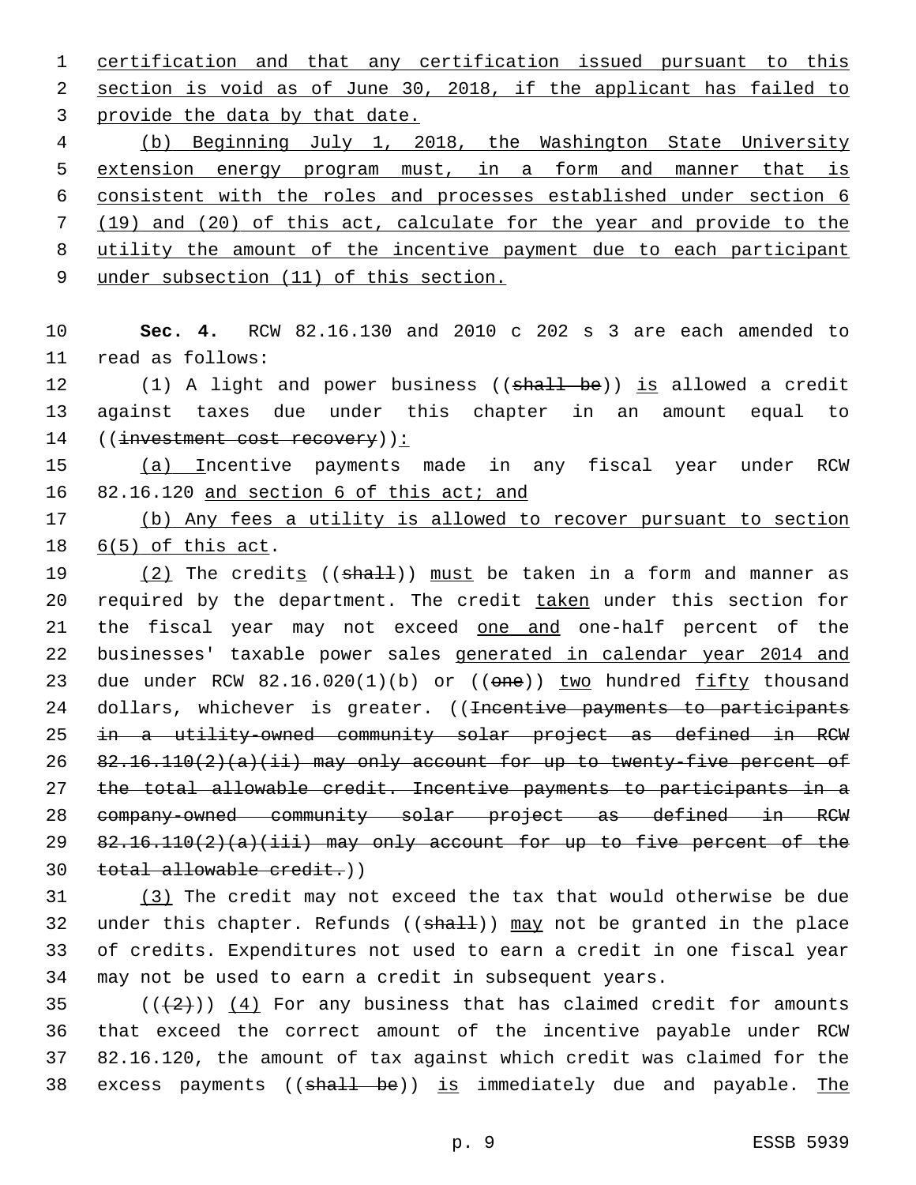certification and that any certification issued pursuant to this section is void as of June 30, 2018, if the applicant has failed to provide the data by that date.

(b) Beginning July 1, 2018, the Washington State University extension energy program must, in a form and manner that is consistent with the roles and processes established under section 6 (19) and (20) of this act, calculate for the year and provide to the utility the amount of the incentive payment due to each participant under subsection (11) of this section.

**Sec. 4.** RCW 82.16.130 and 2010 c 202 s 3 are each amended to read as follows:

(1) A light and power business ((~~shall be~~)) is allowed a credit against taxes due under this chapter in an amount equal to ((~~investment cost recovery~~)):

(a) Incentive payments made in any fiscal year under RCW 82.16.120 and section 6 of this act; and

(b) Any fees a utility is allowed to recover pursuant to section 6(5) of this act.

(2) The credits ((~~shall~~)) must be taken in a form and manner as required by the department. The credit taken under this section for the fiscal year may not exceed one and one-half percent of the businesses' taxable power sales generated in calendar year 2014 and due under RCW 82.16.020(1)(b) or ((~~one~~)) two hundred fifty thousand dollars, whichever is greater. ((~~Incentive payments to participants in a utility-owned community solar project as defined in RCW 82.16.110(2)(a)(ii) may only account for up to twenty-five percent of the total allowable credit. Incentive payments to participants in a company-owned community solar project as defined in RCW 82.16.110(2)(a)(iii) may only account for up to five percent of the total allowable credit.~~))

(3) The credit may not exceed the tax that would otherwise be due under this chapter. Refunds ((~~shall~~)) may not be granted in the place of credits. Expenditures not used to earn a credit in one fiscal year may not be used to earn a credit in subsequent years.

((~~(2)~~)) (4) For any business that has claimed credit for amounts that exceed the correct amount of the incentive payable under RCW 82.16.120, the amount of tax against which credit was claimed for the excess payments ((~~shall be~~)) is immediately due and payable. The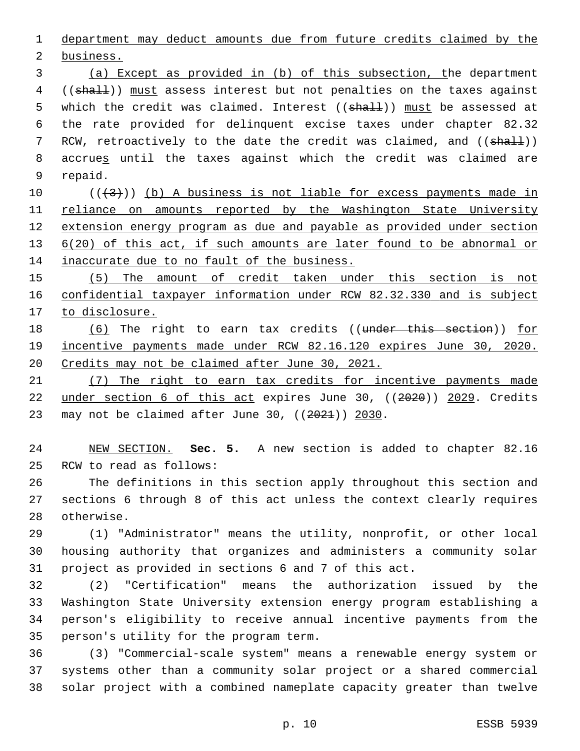department may deduct amounts due from future credits claimed by the business.

(a) Except as provided in (b) of this subsection, the department ((shall)) must assess interest but not penalties on the taxes against which the credit was claimed. Interest ((shall)) must be assessed at the rate provided for delinquent excise taxes under chapter 82.32 RCW, retroactively to the date the credit was claimed, and ((shall)) accrues until the taxes against which the credit was claimed are repaid.

(((3))) (b) A business is not liable for excess payments made in reliance on amounts reported by the Washington State University extension energy program as due and payable as provided under section 6(20) of this act, if such amounts are later found to be abnormal or inaccurate due to no fault of the business.

(5) The amount of credit taken under this section is not confidential taxpayer information under RCW 82.32.330 and is subject to disclosure.

(6) The right to earn tax credits ((under this section)) for incentive payments made under RCW 82.16.120 expires June 30, 2020. Credits may not be claimed after June 30, 2021.

(7) The right to earn tax credits for incentive payments made under section 6 of this act expires June 30, ((2020)) 2029. Credits may not be claimed after June 30, ((2021)) 2030.

NEW SECTION. **Sec. 5.** A new section is added to chapter 82.16 RCW to read as follows:

The definitions in this section apply throughout this section and sections 6 through 8 of this act unless the context clearly requires otherwise.

(1) "Administrator" means the utility, nonprofit, or other local housing authority that organizes and administers a community solar project as provided in sections 6 and 7 of this act.

(2) "Certification" means the authorization issued by the Washington State University extension energy program establishing a person's eligibility to receive annual incentive payments from the person's utility for the program term.

(3) "Commercial-scale system" means a renewable energy system or systems other than a community solar project or a shared commercial solar project with a combined nameplate capacity greater than twelve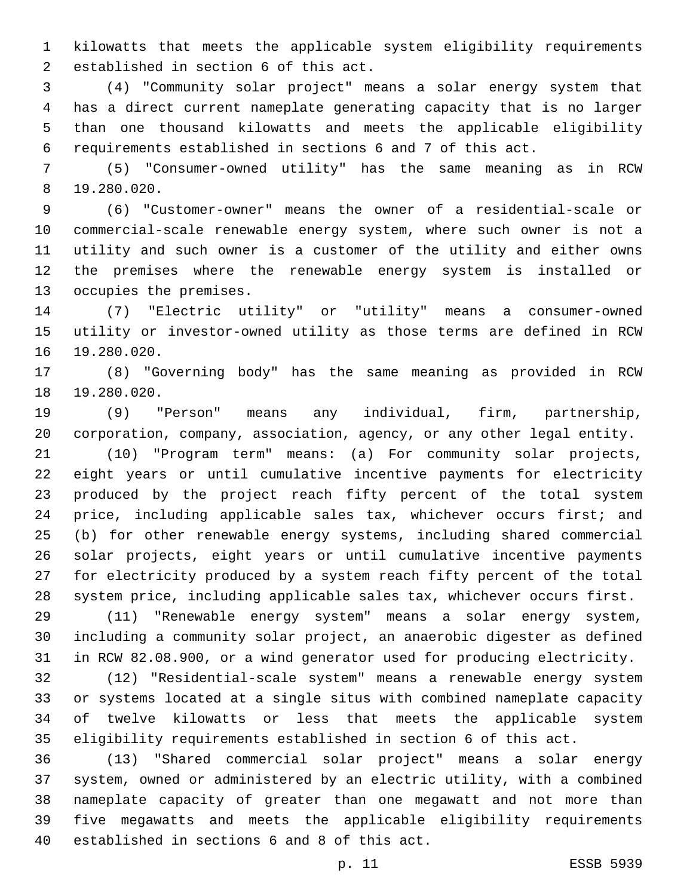kilowatts that meets the applicable system eligibility requirements established in section 6 of this act.

(4) "Community solar project" means a solar energy system that has a direct current nameplate generating capacity that is no larger than one thousand kilowatts and meets the applicable eligibility requirements established in sections 6 and 7 of this act.

(5) "Consumer-owned utility" has the same meaning as in RCW 19.280.020.

(6) "Customer-owner" means the owner of a residential-scale or commercial-scale renewable energy system, where such owner is not a utility and such owner is a customer of the utility and either owns the premises where the renewable energy system is installed or occupies the premises.

(7) "Electric utility" or "utility" means a consumer-owned utility or investor-owned utility as those terms are defined in RCW 19.280.020.

(8) "Governing body" has the same meaning as provided in RCW 19.280.020.

(9) "Person" means any individual, firm, partnership, corporation, company, association, agency, or any other legal entity.

(10) "Program term" means: (a) For community solar projects, eight years or until cumulative incentive payments for electricity produced by the project reach fifty percent of the total system price, including applicable sales tax, whichever occurs first; and (b) for other renewable energy systems, including shared commercial solar projects, eight years or until cumulative incentive payments for electricity produced by a system reach fifty percent of the total system price, including applicable sales tax, whichever occurs first.

(11) "Renewable energy system" means a solar energy system, including a community solar project, an anaerobic digester as defined in RCW 82.08.900, or a wind generator used for producing electricity.

(12) "Residential-scale system" means a renewable energy system or systems located at a single situs with combined nameplate capacity of twelve kilowatts or less that meets the applicable system eligibility requirements established in section 6 of this act.

(13) "Shared commercial solar project" means a solar energy system, owned or administered by an electric utility, with a combined nameplate capacity of greater than one megawatt and not more than five megawatts and meets the applicable eligibility requirements established in sections 6 and 8 of this act.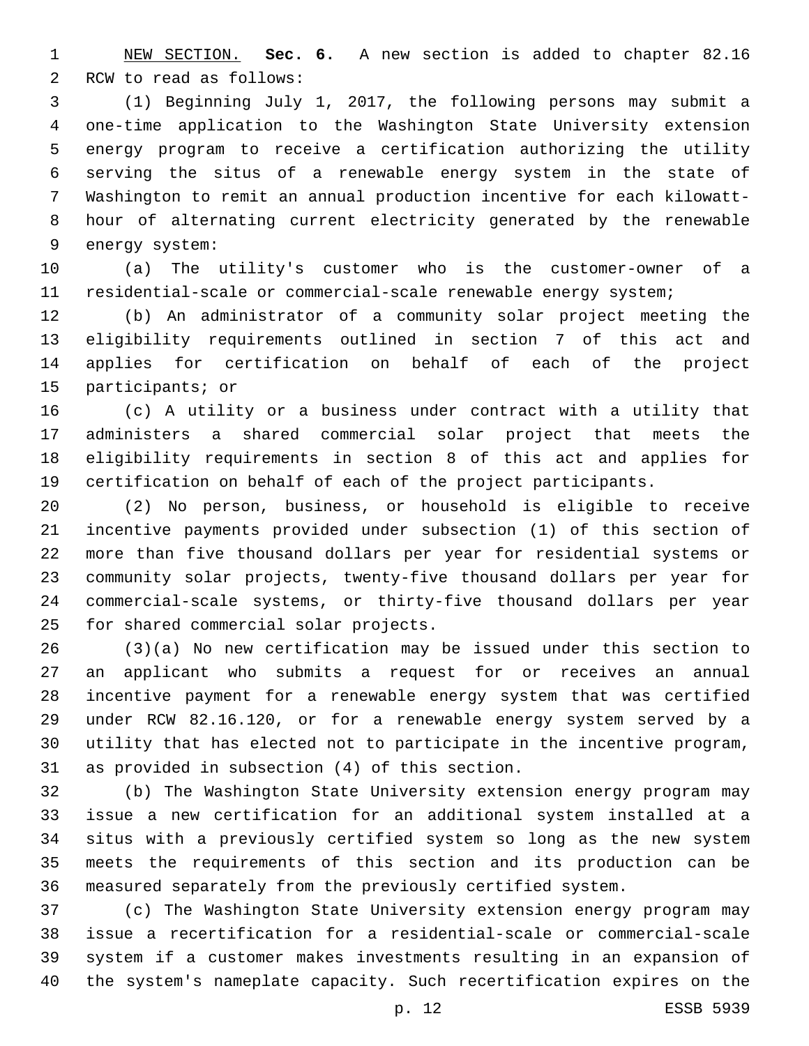NEW SECTION. **Sec. 6.** A new section is added to chapter 82.16 RCW to read as follows:

(1) Beginning July 1, 2017, the following persons may submit a one-time application to the Washington State University extension energy program to receive a certification authorizing the utility serving the situs of a renewable energy system in the state of Washington to remit an annual production incentive for each kilowatt-hour of alternating current electricity generated by the renewable energy system:

(a) The utility's customer who is the customer-owner of a residential-scale or commercial-scale renewable energy system;

(b) An administrator of a community solar project meeting the eligibility requirements outlined in section 7 of this act and applies for certification on behalf of each of the project participants; or

(c) A utility or a business under contract with a utility that administers a shared commercial solar project that meets the eligibility requirements in section 8 of this act and applies for certification on behalf of each of the project participants.

(2) No person, business, or household is eligible to receive incentive payments provided under subsection (1) of this section of more than five thousand dollars per year for residential systems or community solar projects, twenty-five thousand dollars per year for commercial-scale systems, or thirty-five thousand dollars per year for shared commercial solar projects.

(3)(a) No new certification may be issued under this section to an applicant who submits a request for or receives an annual incentive payment for a renewable energy system that was certified under RCW 82.16.120, or for a renewable energy system served by a utility that has elected not to participate in the incentive program, as provided in subsection (4) of this section.

(b) The Washington State University extension energy program may issue a new certification for an additional system installed at a situs with a previously certified system so long as the new system meets the requirements of this section and its production can be measured separately from the previously certified system.

(c) The Washington State University extension energy program may issue a recertification for a residential-scale or commercial-scale system if a customer makes investments resulting in an expansion of the system's nameplate capacity. Such recertification expires on the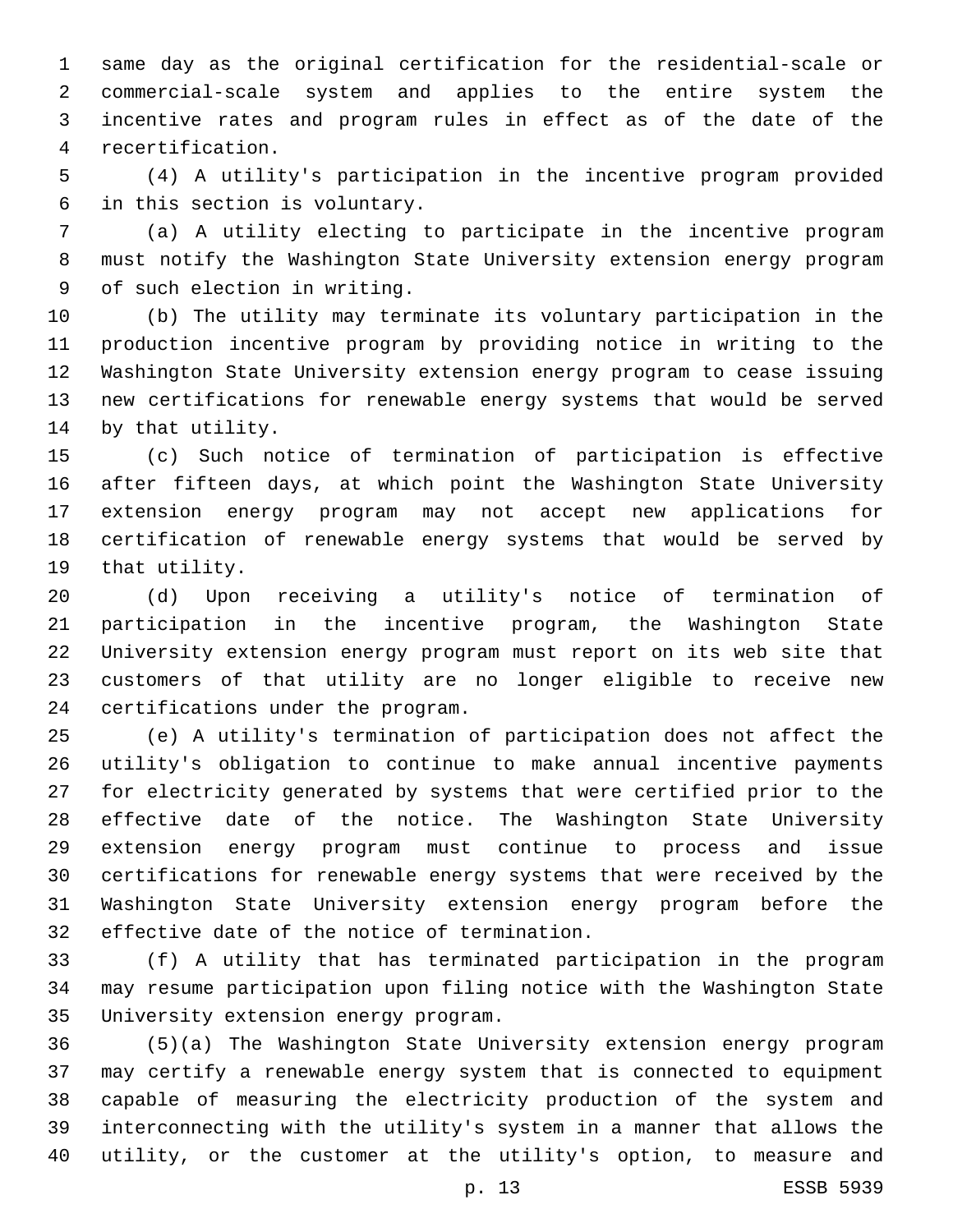same day as the original certification for the residential-scale or commercial-scale system and applies to the entire system the incentive rates and program rules in effect as of the date of the recertification.

(4) A utility's participation in the incentive program provided in this section is voluntary.

(a) A utility electing to participate in the incentive program must notify the Washington State University extension energy program of such election in writing.

(b) The utility may terminate its voluntary participation in the production incentive program by providing notice in writing to the Washington State University extension energy program to cease issuing new certifications for renewable energy systems that would be served by that utility.

(c) Such notice of termination of participation is effective after fifteen days, at which point the Washington State University extension energy program may not accept new applications for certification of renewable energy systems that would be served by that utility.

(d) Upon receiving a utility's notice of termination of participation in the incentive program, the Washington State University extension energy program must report on its web site that customers of that utility are no longer eligible to receive new certifications under the program.

(e) A utility's termination of participation does not affect the utility's obligation to continue to make annual incentive payments for electricity generated by systems that were certified prior to the effective date of the notice. The Washington State University extension energy program must continue to process and issue certifications for renewable energy systems that were received by the Washington State University extension energy program before the effective date of the notice of termination.

(f) A utility that has terminated participation in the program may resume participation upon filing notice with the Washington State University extension energy program.

(5)(a) The Washington State University extension energy program may certify a renewable energy system that is connected to equipment capable of measuring the electricity production of the system and interconnecting with the utility's system in a manner that allows the utility, or the customer at the utility's option, to measure and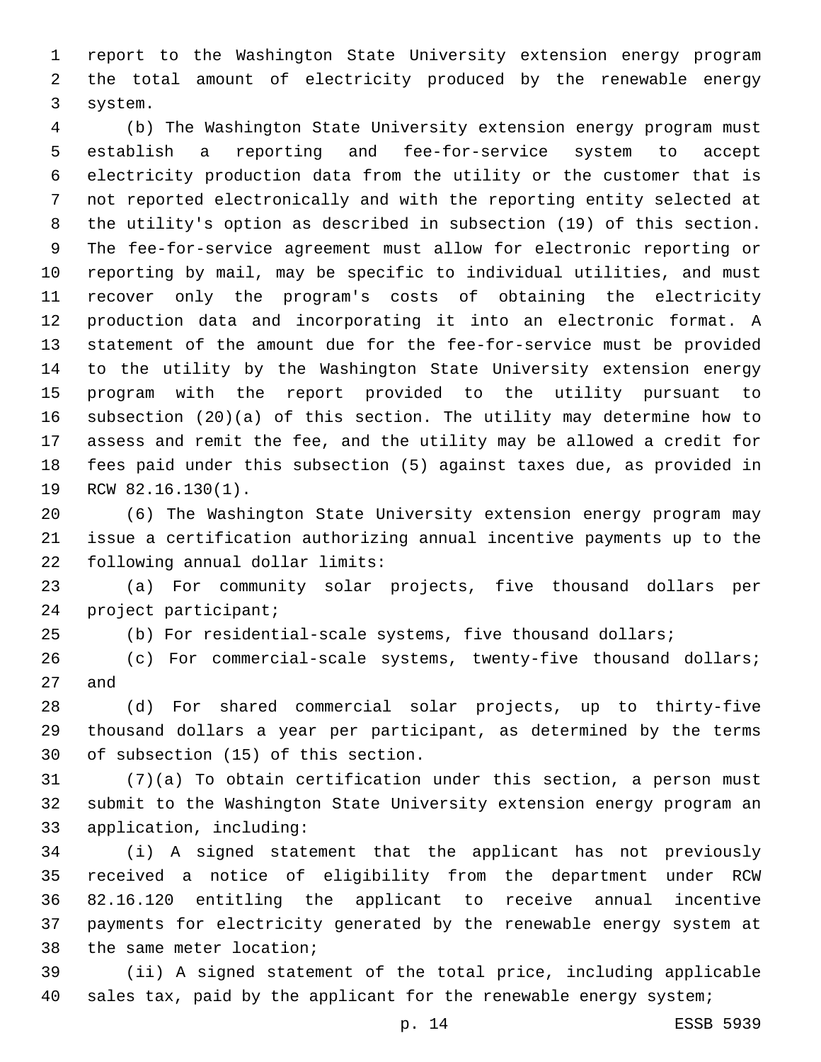report to the Washington State University extension energy program the total amount of electricity produced by the renewable energy system.

(b) The Washington State University extension energy program must establish a reporting and fee-for-service system to accept electricity production data from the utility or the customer that is not reported electronically and with the reporting entity selected at the utility's option as described in subsection (19) of this section. The fee-for-service agreement must allow for electronic reporting or reporting by mail, may be specific to individual utilities, and must recover only the program's costs of obtaining the electricity production data and incorporating it into an electronic format. A statement of the amount due for the fee-for-service must be provided to the utility by the Washington State University extension energy program with the report provided to the utility pursuant to subsection (20)(a) of this section. The utility may determine how to assess and remit the fee, and the utility may be allowed a credit for fees paid under this subsection (5) against taxes due, as provided in RCW 82.16.130(1).

(6) The Washington State University extension energy program may issue a certification authorizing annual incentive payments up to the following annual dollar limits:

(a) For community solar projects, five thousand dollars per project participant;

(b) For residential-scale systems, five thousand dollars;

(c) For commercial-scale systems, twenty-five thousand dollars; and

(d) For shared commercial solar projects, up to thirty-five thousand dollars a year per participant, as determined by the terms of subsection (15) of this section.

(7)(a) To obtain certification under this section, a person must submit to the Washington State University extension energy program an application, including:

(i) A signed statement that the applicant has not previously received a notice of eligibility from the department under RCW 82.16.120 entitling the applicant to receive annual incentive payments for electricity generated by the renewable energy system at the same meter location;

(ii) A signed statement of the total price, including applicable sales tax, paid by the applicant for the renewable energy system;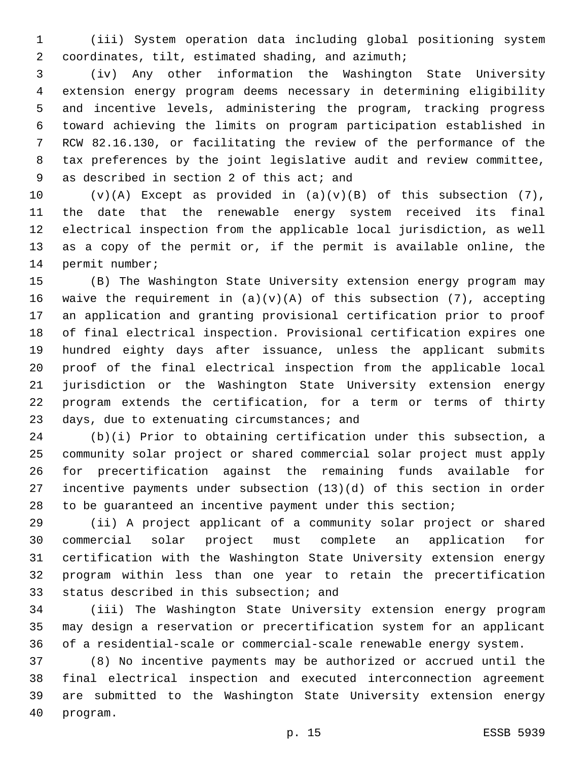(iii) System operation data including global positioning system coordinates, tilt, estimated shading, and azimuth;

(iv) Any other information the Washington State University extension energy program deems necessary in determining eligibility and incentive levels, administering the program, tracking progress toward achieving the limits on program participation established in RCW 82.16.130, or facilitating the review of the performance of the tax preferences by the joint legislative audit and review committee, as described in section 2 of this act; and

(v)(A) Except as provided in (a)(v)(B) of this subsection (7), the date that the renewable energy system received its final electrical inspection from the applicable local jurisdiction, as well as a copy of the permit or, if the permit is available online, the permit number;

(B) The Washington State University extension energy program may waive the requirement in (a)(v)(A) of this subsection (7), accepting an application and granting provisional certification prior to proof of final electrical inspection. Provisional certification expires one hundred eighty days after issuance, unless the applicant submits proof of the final electrical inspection from the applicable local jurisdiction or the Washington State University extension energy program extends the certification, for a term or terms of thirty days, due to extenuating circumstances; and

(b)(i) Prior to obtaining certification under this subsection, a community solar project or shared commercial solar project must apply for precertification against the remaining funds available for incentive payments under subsection (13)(d) of this section in order to be guaranteed an incentive payment under this section;

(ii) A project applicant of a community solar project or shared commercial solar project must complete an application for certification with the Washington State University extension energy program within less than one year to retain the precertification status described in this subsection; and

(iii) The Washington State University extension energy program may design a reservation or precertification system for an applicant of a residential-scale or commercial-scale renewable energy system.

(8) No incentive payments may be authorized or accrued until the final electrical inspection and executed interconnection agreement are submitted to the Washington State University extension energy program.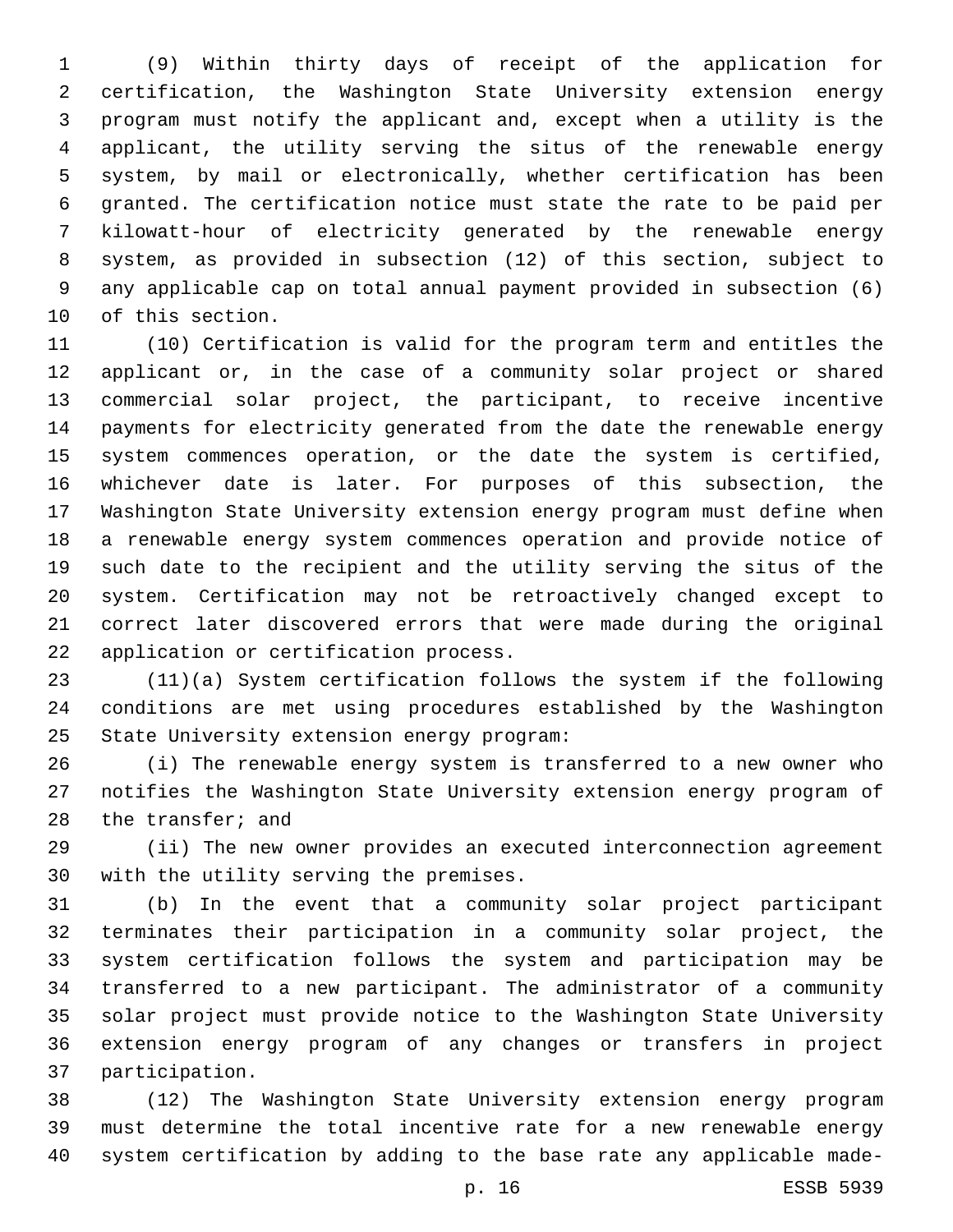(9) Within thirty days of receipt of the application for certification, the Washington State University extension energy program must notify the applicant and, except when a utility is the applicant, the utility serving the situs of the renewable energy system, by mail or electronically, whether certification has been granted. The certification notice must state the rate to be paid per kilowatt-hour of electricity generated by the renewable energy system, as provided in subsection (12) of this section, subject to any applicable cap on total annual payment provided in subsection (6) of this section.

(10) Certification is valid for the program term and entitles the applicant or, in the case of a community solar project or shared commercial solar project, the participant, to receive incentive payments for electricity generated from the date the renewable energy system commences operation, or the date the system is certified, whichever date is later. For purposes of this subsection, the Washington State University extension energy program must define when a renewable energy system commences operation and provide notice of such date to the recipient and the utility serving the situs of the system. Certification may not be retroactively changed except to correct later discovered errors that were made during the original application or certification process.

(11)(a) System certification follows the system if the following conditions are met using procedures established by the Washington State University extension energy program:

(i) The renewable energy system is transferred to a new owner who notifies the Washington State University extension energy program of the transfer; and

(ii) The new owner provides an executed interconnection agreement with the utility serving the premises.

(b) In the event that a community solar project participant terminates their participation in a community solar project, the system certification follows the system and participation may be transferred to a new participant. The administrator of a community solar project must provide notice to the Washington State University extension energy program of any changes or transfers in project participation.

(12) The Washington State University extension energy program must determine the total incentive rate for a new renewable energy system certification by adding to the base rate any applicable made-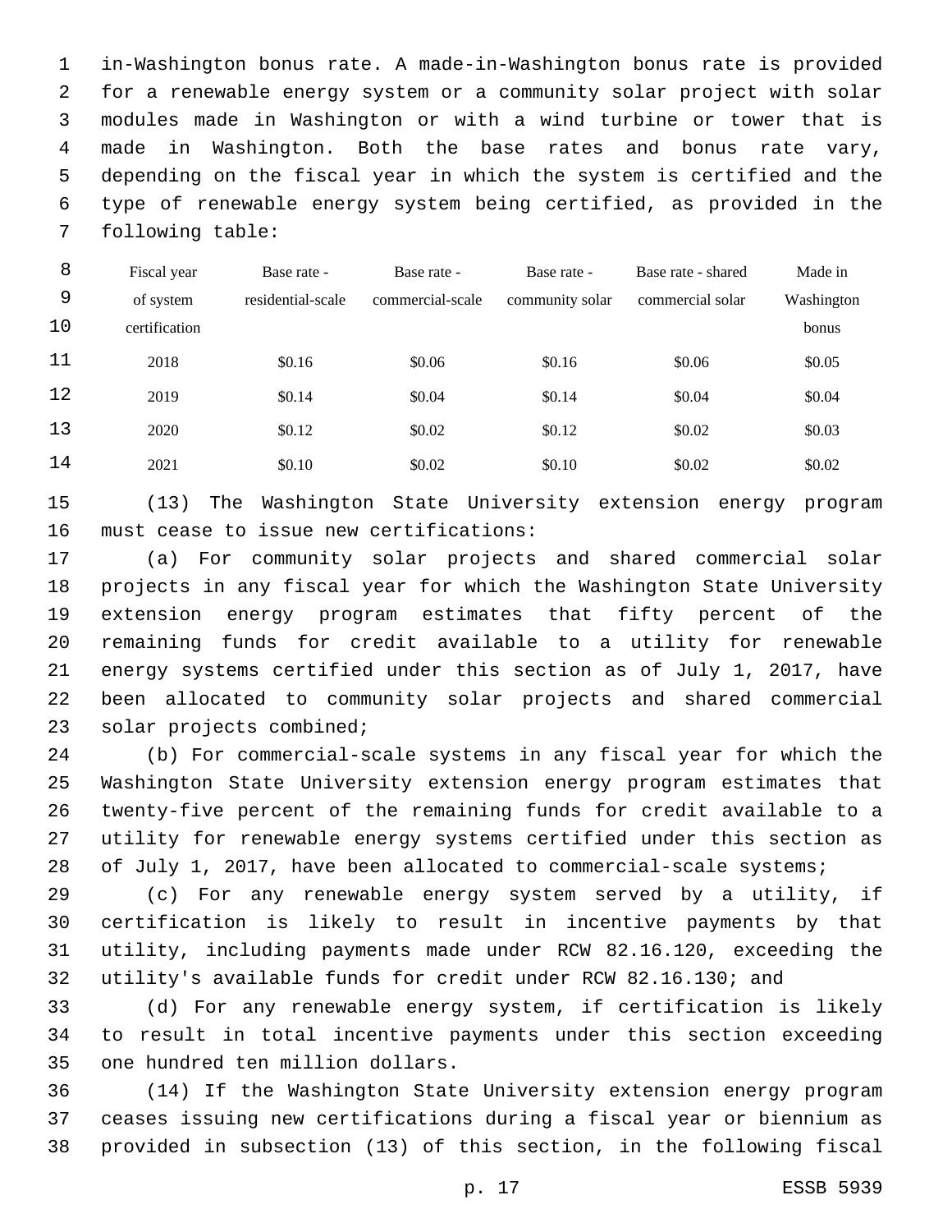in-Washington bonus rate. A made-in-Washington bonus rate is provided for a renewable energy system or a community solar project with solar modules made in Washington or with a wind turbine or tower that is made in Washington. Both the base rates and bonus rate vary, depending on the fiscal year in which the system is certified and the type of renewable energy system being certified, as provided in the following table:

| Fiscal year of system certification | Base rate - residential-scale | Base rate - commercial-scale | Base rate - community solar | Base rate - shared commercial solar | Made in Washington bonus |
|---|---|---|---|---|---|
| 2018 | $0.16 | $0.06 | $0.16 | $0.06 | $0.05 |
| 2019 | $0.14 | $0.04 | $0.14 | $0.04 | $0.04 |
| 2020 | $0.12 | $0.02 | $0.12 | $0.02 | $0.03 |
| 2021 | $0.10 | $0.02 | $0.10 | $0.02 | $0.02 |

(13) The Washington State University extension energy program must cease to issue new certifications:

(a) For community solar projects and shared commercial solar projects in any fiscal year for which the Washington State University extension energy program estimates that fifty percent of the remaining funds for credit available to a utility for renewable energy systems certified under this section as of July 1, 2017, have been allocated to community solar projects and shared commercial solar projects combined;

(b) For commercial-scale systems in any fiscal year for which the Washington State University extension energy program estimates that twenty-five percent of the remaining funds for credit available to a utility for renewable energy systems certified under this section as of July 1, 2017, have been allocated to commercial-scale systems;

(c) For any renewable energy system served by a utility, if certification is likely to result in incentive payments by that utility, including payments made under RCW 82.16.120, exceeding the utility's available funds for credit under RCW 82.16.130; and

(d) For any renewable energy system, if certification is likely to result in total incentive payments under this section exceeding one hundred ten million dollars.

(14) If the Washington State University extension energy program ceases issuing new certifications during a fiscal year or biennium as provided in subsection (13) of this section, in the following fiscal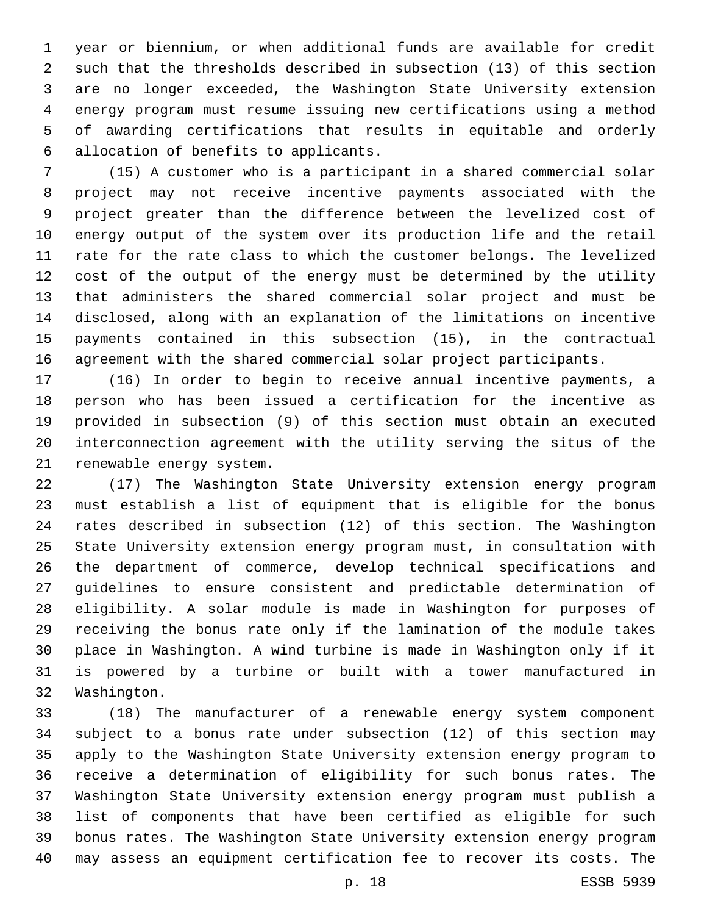year or biennium, or when additional funds are available for credit such that the thresholds described in subsection (13) of this section are no longer exceeded, the Washington State University extension energy program must resume issuing new certifications using a method of awarding certifications that results in equitable and orderly allocation of benefits to applicants.

(15) A customer who is a participant in a shared commercial solar project may not receive incentive payments associated with the project greater than the difference between the levelized cost of energy output of the system over its production life and the retail rate for the rate class to which the customer belongs. The levelized cost of the output of the energy must be determined by the utility that administers the shared commercial solar project and must be disclosed, along with an explanation of the limitations on incentive payments contained in this subsection (15), in the contractual agreement with the shared commercial solar project participants.

(16) In order to begin to receive annual incentive payments, a person who has been issued a certification for the incentive as provided in subsection (9) of this section must obtain an executed interconnection agreement with the utility serving the situs of the renewable energy system.

(17) The Washington State University extension energy program must establish a list of equipment that is eligible for the bonus rates described in subsection (12) of this section. The Washington State University extension energy program must, in consultation with the department of commerce, develop technical specifications and guidelines to ensure consistent and predictable determination of eligibility. A solar module is made in Washington for purposes of receiving the bonus rate only if the lamination of the module takes place in Washington. A wind turbine is made in Washington only if it is powered by a turbine or built with a tower manufactured in Washington.

(18) The manufacturer of a renewable energy system component subject to a bonus rate under subsection (12) of this section may apply to the Washington State University extension energy program to receive a determination of eligibility for such bonus rates. The Washington State University extension energy program must publish a list of components that have been certified as eligible for such bonus rates. The Washington State University extension energy program may assess an equipment certification fee to recover its costs. The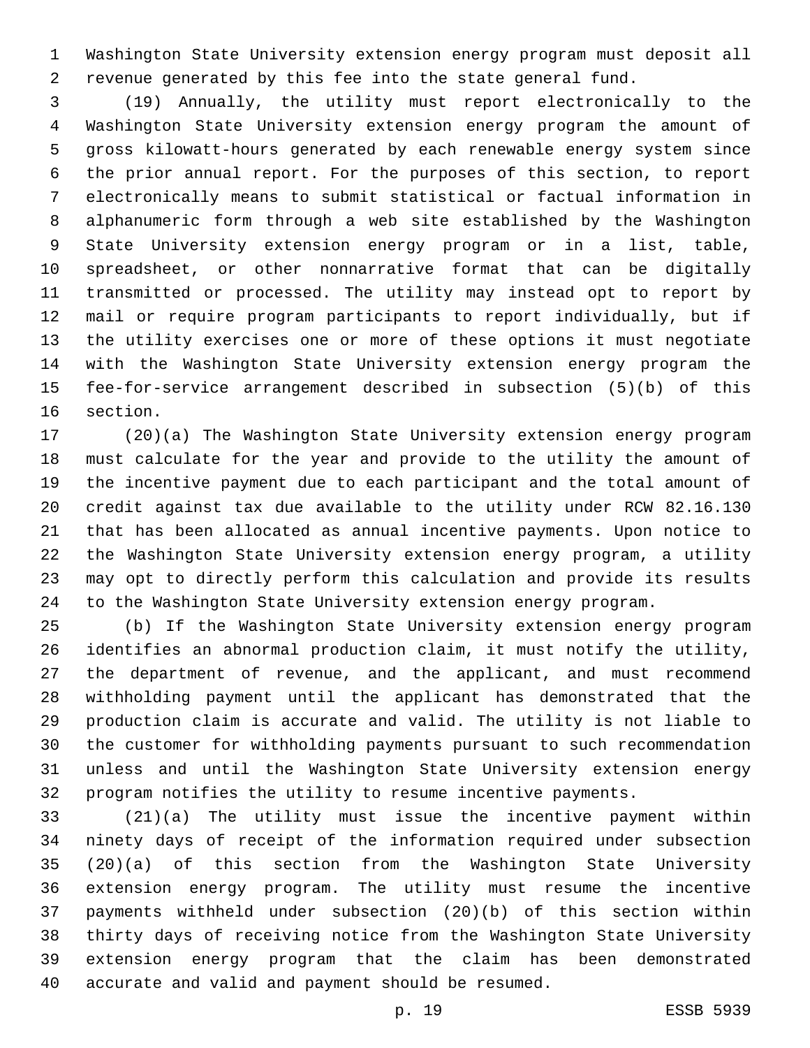Washington State University extension energy program must deposit all revenue generated by this fee into the state general fund.

(19) Annually, the utility must report electronically to the Washington State University extension energy program the amount of gross kilowatt-hours generated by each renewable energy system since the prior annual report. For the purposes of this section, to report electronically means to submit statistical or factual information in alphanumeric form through a web site established by the Washington State University extension energy program or in a list, table, spreadsheet, or other nonnarrative format that can be digitally transmitted or processed. The utility may instead opt to report by mail or require program participants to report individually, but if the utility exercises one or more of these options it must negotiate with the Washington State University extension energy program the fee-for-service arrangement described in subsection (5)(b) of this section.

(20)(a) The Washington State University extension energy program must calculate for the year and provide to the utility the amount of the incentive payment due to each participant and the total amount of credit against tax due available to the utility under RCW 82.16.130 that has been allocated as annual incentive payments. Upon notice to the Washington State University extension energy program, a utility may opt to directly perform this calculation and provide its results to the Washington State University extension energy program.

(b) If the Washington State University extension energy program identifies an abnormal production claim, it must notify the utility, the department of revenue, and the applicant, and must recommend withholding payment until the applicant has demonstrated that the production claim is accurate and valid. The utility is not liable to the customer for withholding payments pursuant to such recommendation unless and until the Washington State University extension energy program notifies the utility to resume incentive payments.

(21)(a) The utility must issue the incentive payment within ninety days of receipt of the information required under subsection (20)(a) of this section from the Washington State University extension energy program. The utility must resume the incentive payments withheld under subsection (20)(b) of this section within thirty days of receiving notice from the Washington State University extension energy program that the claim has been demonstrated accurate and valid and payment should be resumed.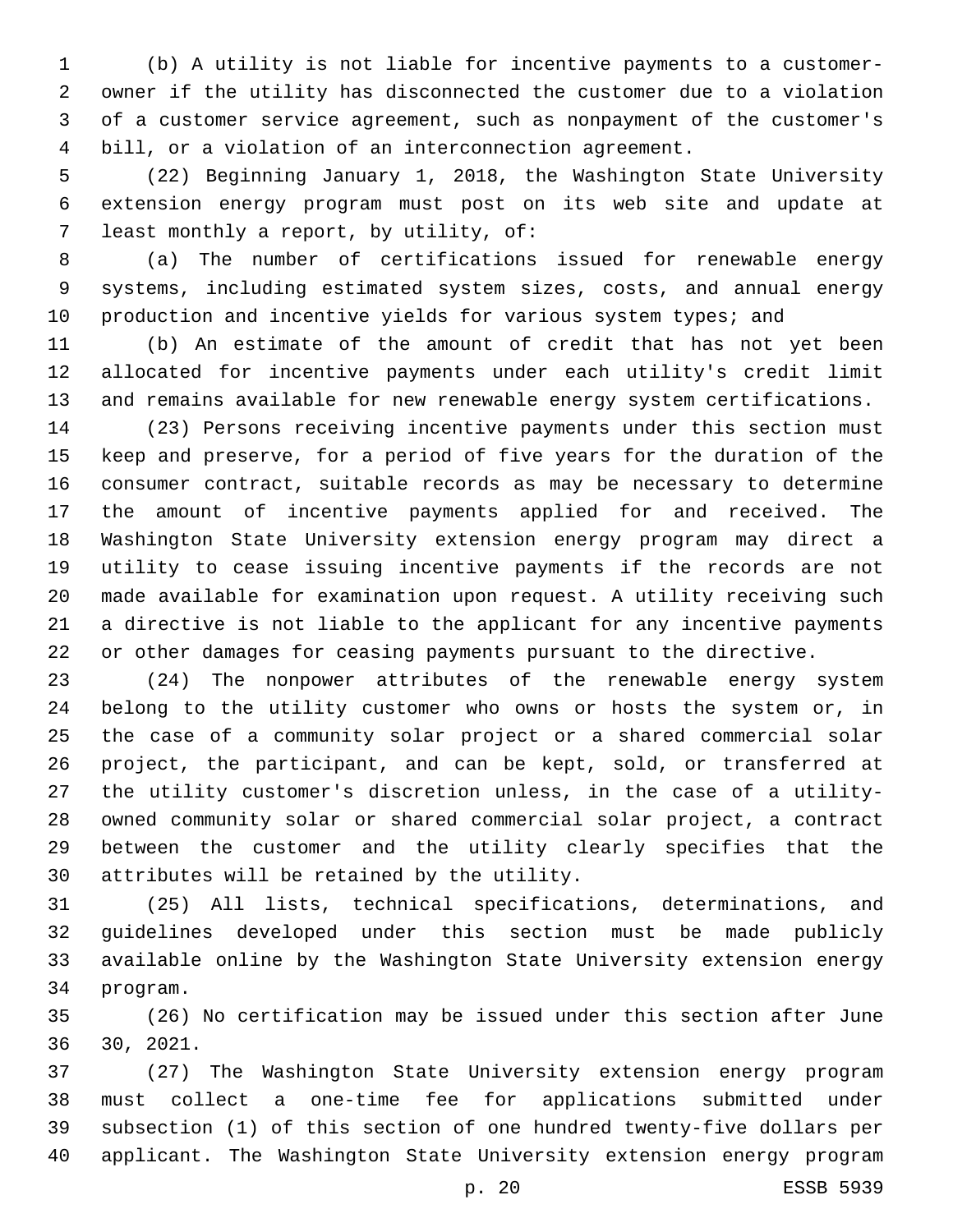(b) A utility is not liable for incentive payments to a customer-owner if the utility has disconnected the customer due to a violation of a customer service agreement, such as nonpayment of the customer's bill, or a violation of an interconnection agreement.

(22) Beginning January 1, 2018, the Washington State University extension energy program must post on its web site and update at least monthly a report, by utility, of:

(a) The number of certifications issued for renewable energy systems, including estimated system sizes, costs, and annual energy production and incentive yields for various system types; and

(b) An estimate of the amount of credit that has not yet been allocated for incentive payments under each utility's credit limit and remains available for new renewable energy system certifications.

(23) Persons receiving incentive payments under this section must keep and preserve, for a period of five years for the duration of the consumer contract, suitable records as may be necessary to determine the amount of incentive payments applied for and received. The Washington State University extension energy program may direct a utility to cease issuing incentive payments if the records are not made available for examination upon request. A utility receiving such a directive is not liable to the applicant for any incentive payments or other damages for ceasing payments pursuant to the directive.

(24) The nonpower attributes of the renewable energy system belong to the utility customer who owns or hosts the system or, in the case of a community solar project or a shared commercial solar project, the participant, and can be kept, sold, or transferred at the utility customer's discretion unless, in the case of a utility-owned community solar or shared commercial solar project, a contract between the customer and the utility clearly specifies that the attributes will be retained by the utility.

(25) All lists, technical specifications, determinations, and guidelines developed under this section must be made publicly available online by the Washington State University extension energy program.

(26) No certification may be issued under this section after June 30, 2021.

(27) The Washington State University extension energy program must collect a one-time fee for applications submitted under subsection (1) of this section of one hundred twenty-five dollars per applicant. The Washington State University extension energy program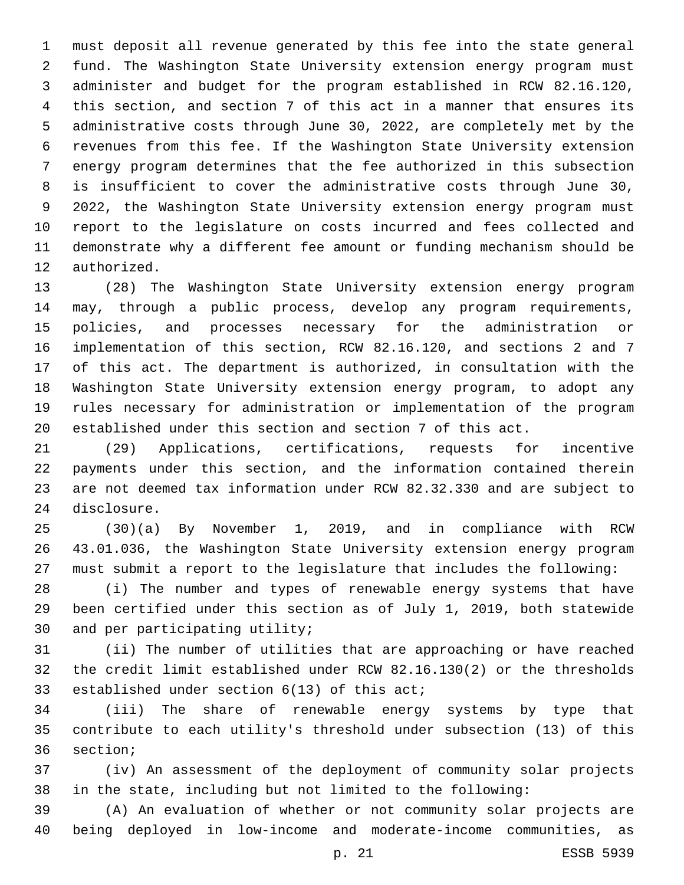must deposit all revenue generated by this fee into the state general fund. The Washington State University extension energy program must administer and budget for the program established in RCW 82.16.120, this section, and section 7 of this act in a manner that ensures its administrative costs through June 30, 2022, are completely met by the revenues from this fee. If the Washington State University extension energy program determines that the fee authorized in this subsection is insufficient to cover the administrative costs through June 30, 2022, the Washington State University extension energy program must report to the legislature on costs incurred and fees collected and demonstrate why a different fee amount or funding mechanism should be authorized.

(28) The Washington State University extension energy program may, through a public process, develop any program requirements, policies, and processes necessary for the administration or implementation of this section, RCW 82.16.120, and sections 2 and 7 of this act. The department is authorized, in consultation with the Washington State University extension energy program, to adopt any rules necessary for administration or implementation of the program established under this section and section 7 of this act.

(29) Applications, certifications, requests for incentive payments under this section, and the information contained therein are not deemed tax information under RCW 82.32.330 and are subject to disclosure.

(30)(a) By November 1, 2019, and in compliance with RCW 43.01.036, the Washington State University extension energy program must submit a report to the legislature that includes the following:

(i) The number and types of renewable energy systems that have been certified under this section as of July 1, 2019, both statewide and per participating utility;

(ii) The number of utilities that are approaching or have reached the credit limit established under RCW 82.16.130(2) or the thresholds established under section 6(13) of this act;

(iii) The share of renewable energy systems by type that contribute to each utility's threshold under subsection (13) of this section;

(iv) An assessment of the deployment of community solar projects in the state, including but not limited to the following:

(A) An evaluation of whether or not community solar projects are being deployed in low-income and moderate-income communities, as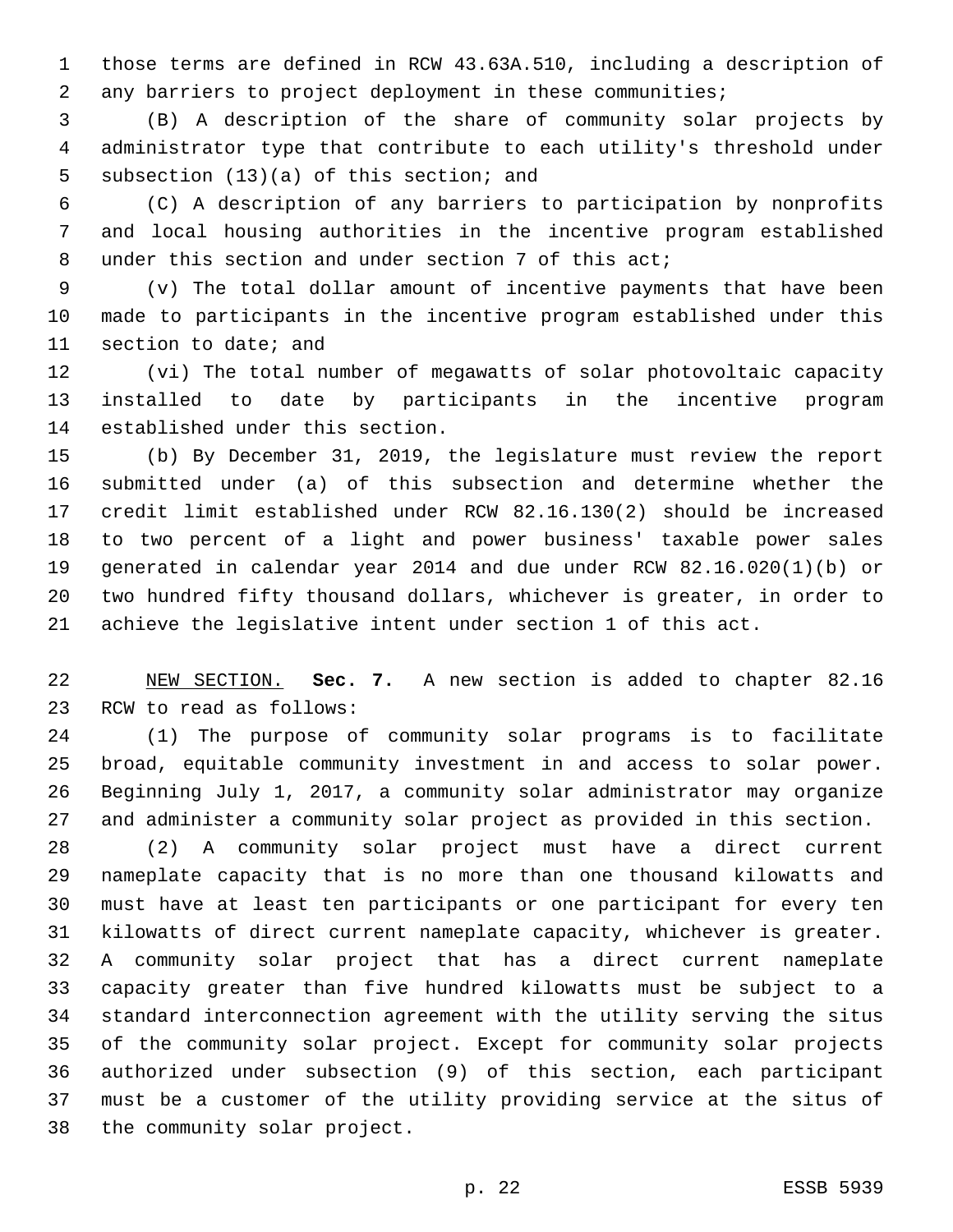those terms are defined in RCW 43.63A.510, including a description of any barriers to project deployment in these communities;

(B) A description of the share of community solar projects by administrator type that contribute to each utility's threshold under subsection (13)(a) of this section; and

(C) A description of any barriers to participation by nonprofits and local housing authorities in the incentive program established under this section and under section 7 of this act;

(v) The total dollar amount of incentive payments that have been made to participants in the incentive program established under this section to date; and

(vi) The total number of megawatts of solar photovoltaic capacity installed to date by participants in the incentive program established under this section.

(b) By December 31, 2019, the legislature must review the report submitted under (a) of this subsection and determine whether the credit limit established under RCW 82.16.130(2) should be increased to two percent of a light and power business' taxable power sales generated in calendar year 2014 and due under RCW 82.16.020(1)(b) or two hundred fifty thousand dollars, whichever is greater, in order to achieve the legislative intent under section 1 of this act.

NEW SECTION. **Sec. 7.** A new section is added to chapter 82.16 RCW to read as follows:

(1) The purpose of community solar programs is to facilitate broad, equitable community investment in and access to solar power. Beginning July 1, 2017, a community solar administrator may organize and administer a community solar project as provided in this section.

(2) A community solar project must have a direct current nameplate capacity that is no more than one thousand kilowatts and must have at least ten participants or one participant for every ten kilowatts of direct current nameplate capacity, whichever is greater. A community solar project that has a direct current nameplate capacity greater than five hundred kilowatts must be subject to a standard interconnection agreement with the utility serving the situs of the community solar project. Except for community solar projects authorized under subsection (9) of this section, each participant must be a customer of the utility providing service at the situs of the community solar project.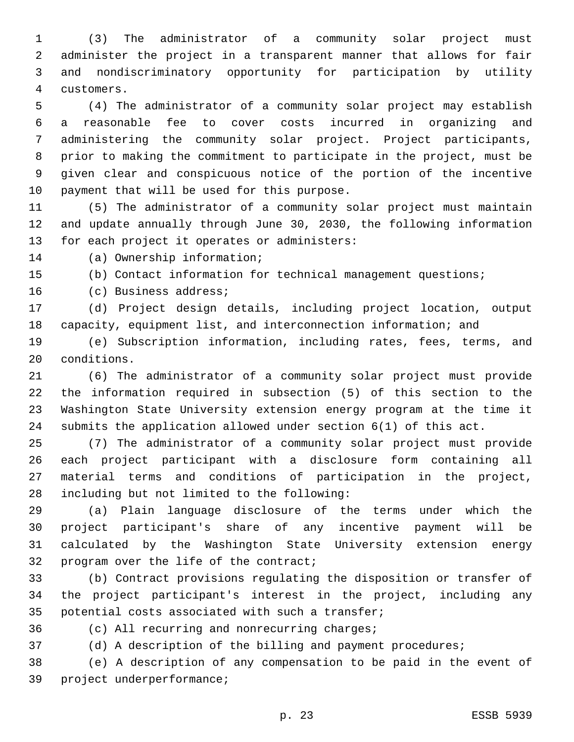(3) The administrator of a community solar project must administer the project in a transparent manner that allows for fair and nondiscriminatory opportunity for participation by utility customers.

(4) The administrator of a community solar project may establish a reasonable fee to cover costs incurred in organizing and administering the community solar project. Project participants, prior to making the commitment to participate in the project, must be given clear and conspicuous notice of the portion of the incentive payment that will be used for this purpose.

(5) The administrator of a community solar project must maintain and update annually through June 30, 2030, the following information for each project it operates or administers:

(a) Ownership information;

(b) Contact information for technical management questions;

(c) Business address;

(d) Project design details, including project location, output capacity, equipment list, and interconnection information; and

(e) Subscription information, including rates, fees, terms, and conditions.

(6) The administrator of a community solar project must provide the information required in subsection (5) of this section to the Washington State University extension energy program at the time it submits the application allowed under section 6(1) of this act.

(7) The administrator of a community solar project must provide each project participant with a disclosure form containing all material terms and conditions of participation in the project, including but not limited to the following:

(a) Plain language disclosure of the terms under which the project participant's share of any incentive payment will be calculated by the Washington State University extension energy program over the life of the contract;

(b) Contract provisions regulating the disposition or transfer of the project participant's interest in the project, including any potential costs associated with such a transfer;

(c) All recurring and nonrecurring charges;

(d) A description of the billing and payment procedures;

(e) A description of any compensation to be paid in the event of project underperformance;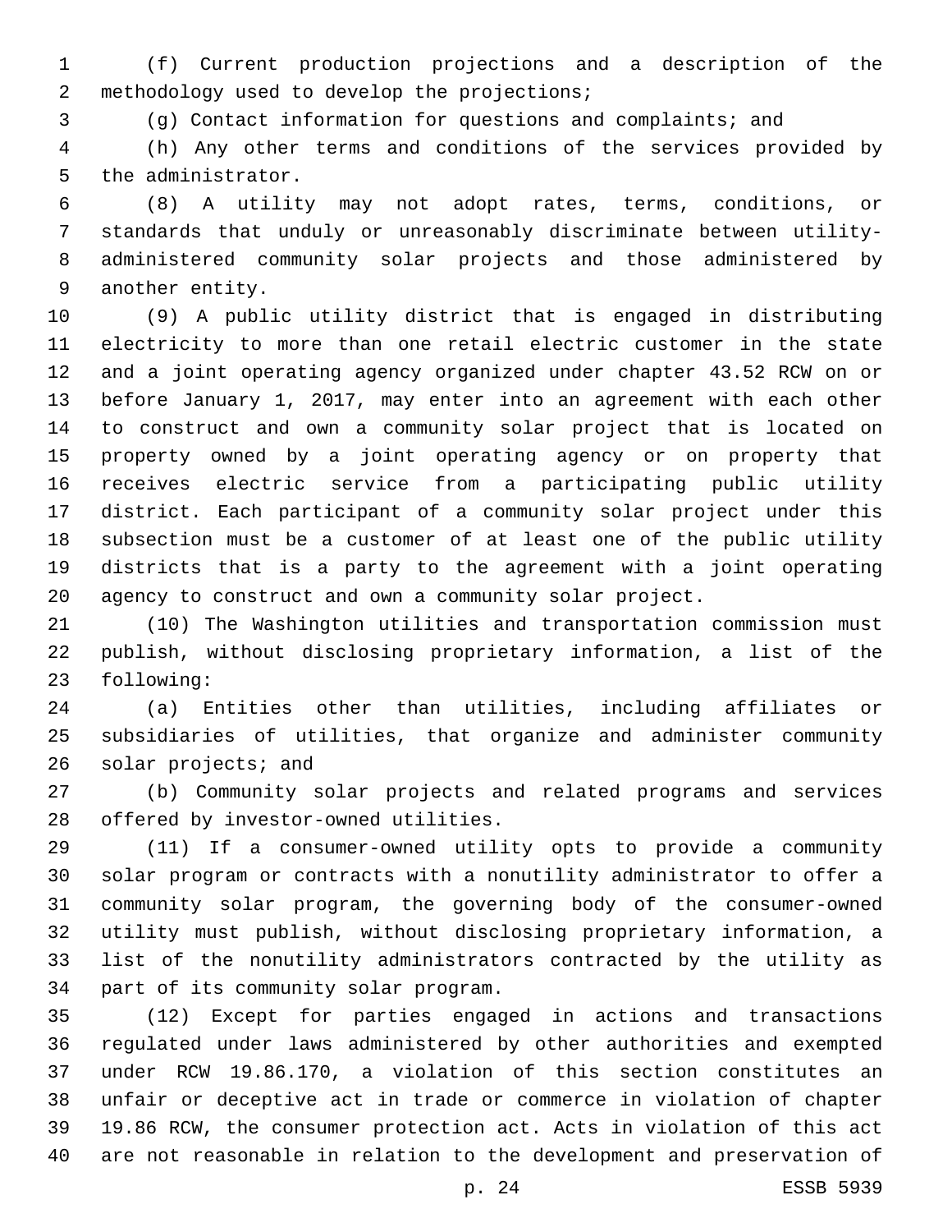(f) Current production projections and a description of the methodology used to develop the projections;

(g) Contact information for questions and complaints; and

(h) Any other terms and conditions of the services provided by the administrator.

(8) A utility may not adopt rates, terms, conditions, or standards that unduly or unreasonably discriminate between utility-administered community solar projects and those administered by another entity.

(9) A public utility district that is engaged in distributing electricity to more than one retail electric customer in the state and a joint operating agency organized under chapter 43.52 RCW on or before January 1, 2017, may enter into an agreement with each other to construct and own a community solar project that is located on property owned by a joint operating agency or on property that receives electric service from a participating public utility district. Each participant of a community solar project under this subsection must be a customer of at least one of the public utility districts that is a party to the agreement with a joint operating agency to construct and own a community solar project.

(10) The Washington utilities and transportation commission must publish, without disclosing proprietary information, a list of the following:

(a) Entities other than utilities, including affiliates or subsidiaries of utilities, that organize and administer community solar projects; and

(b) Community solar projects and related programs and services offered by investor-owned utilities.

(11) If a consumer-owned utility opts to provide a community solar program or contracts with a nonutility administrator to offer a community solar program, the governing body of the consumer-owned utility must publish, without disclosing proprietary information, a list of the nonutility administrators contracted by the utility as part of its community solar program.

(12) Except for parties engaged in actions and transactions regulated under laws administered by other authorities and exempted under RCW 19.86.170, a violation of this section constitutes an unfair or deceptive act in trade or commerce in violation of chapter 19.86 RCW, the consumer protection act. Acts in violation of this act are not reasonable in relation to the development and preservation of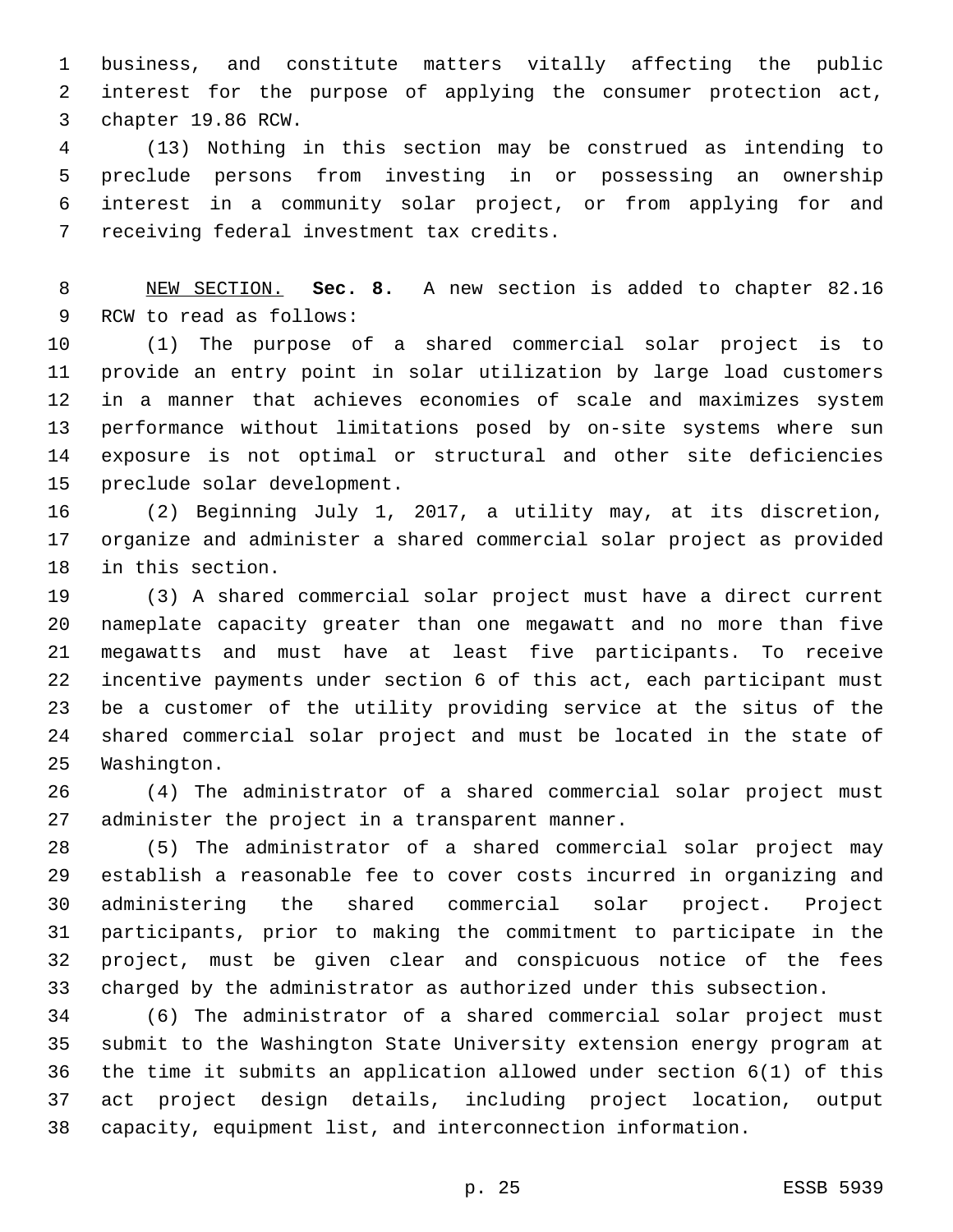business, and constitute matters vitally affecting the public interest for the purpose of applying the consumer protection act, chapter 19.86 RCW.

(13) Nothing in this section may be construed as intending to preclude persons from investing in or possessing an ownership interest in a community solar project, or from applying for and receiving federal investment tax credits.

NEW SECTION. **Sec. 8.** A new section is added to chapter 82.16 RCW to read as follows:

(1) The purpose of a shared commercial solar project is to provide an entry point in solar utilization by large load customers in a manner that achieves economies of scale and maximizes system performance without limitations posed by on-site systems where sun exposure is not optimal or structural and other site deficiencies preclude solar development.

(2) Beginning July 1, 2017, a utility may, at its discretion, organize and administer a shared commercial solar project as provided in this section.

(3) A shared commercial solar project must have a direct current nameplate capacity greater than one megawatt and no more than five megawatts and must have at least five participants. To receive incentive payments under section 6 of this act, each participant must be a customer of the utility providing service at the situs of the shared commercial solar project and must be located in the state of Washington.

(4) The administrator of a shared commercial solar project must administer the project in a transparent manner.

(5) The administrator of a shared commercial solar project may establish a reasonable fee to cover costs incurred in organizing and administering the shared commercial solar project. Project participants, prior to making the commitment to participate in the project, must be given clear and conspicuous notice of the fees charged by the administrator as authorized under this subsection.

(6) The administrator of a shared commercial solar project must submit to the Washington State University extension energy program at the time it submits an application allowed under section 6(1) of this act project design details, including project location, output capacity, equipment list, and interconnection information.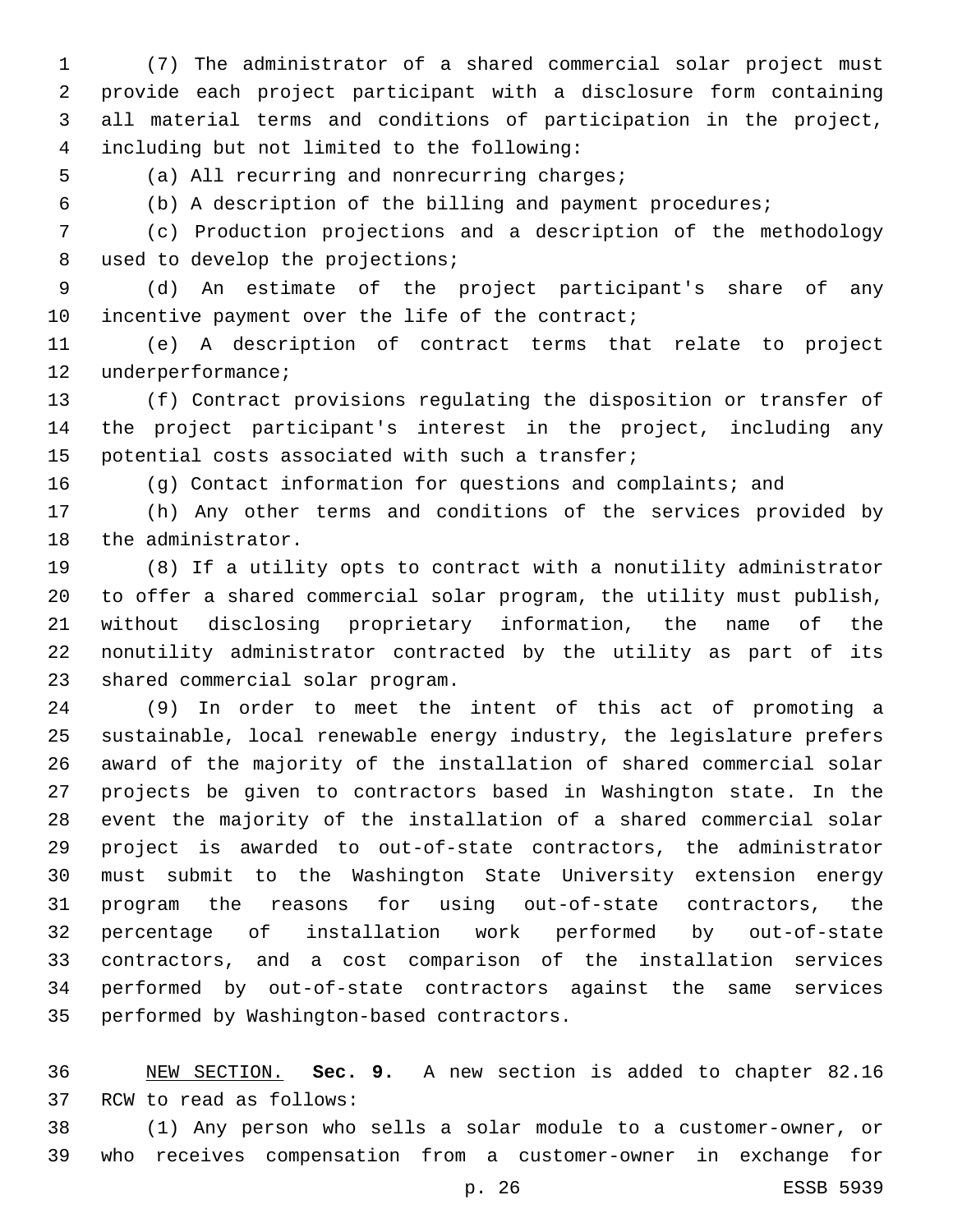(7) The administrator of a shared commercial solar project must provide each project participant with a disclosure form containing all material terms and conditions of participation in the project, including but not limited to the following:

(a) All recurring and nonrecurring charges;

(b) A description of the billing and payment procedures;

(c) Production projections and a description of the methodology used to develop the projections;

(d) An estimate of the project participant's share of any incentive payment over the life of the contract;

(e) A description of contract terms that relate to project underperformance;

(f) Contract provisions regulating the disposition or transfer of the project participant's interest in the project, including any potential costs associated with such a transfer;

(g) Contact information for questions and complaints; and

(h) Any other terms and conditions of the services provided by the administrator.

(8) If a utility opts to contract with a nonutility administrator to offer a shared commercial solar program, the utility must publish, without disclosing proprietary information, the name of the nonutility administrator contracted by the utility as part of its shared commercial solar program.

(9) In order to meet the intent of this act of promoting a sustainable, local renewable energy industry, the legislature prefers award of the majority of the installation of shared commercial solar projects be given to contractors based in Washington state. In the event the majority of the installation of a shared commercial solar project is awarded to out-of-state contractors, the administrator must submit to the Washington State University extension energy program the reasons for using out-of-state contractors, the percentage of installation work performed by out-of-state contractors, and a cost comparison of the installation services performed by out-of-state contractors against the same services performed by Washington-based contractors.

NEW SECTION. **Sec. 9.** A new section is added to chapter 82.16 RCW to read as follows:

(1) Any person who sells a solar module to a customer-owner, or who receives compensation from a customer-owner in exchange for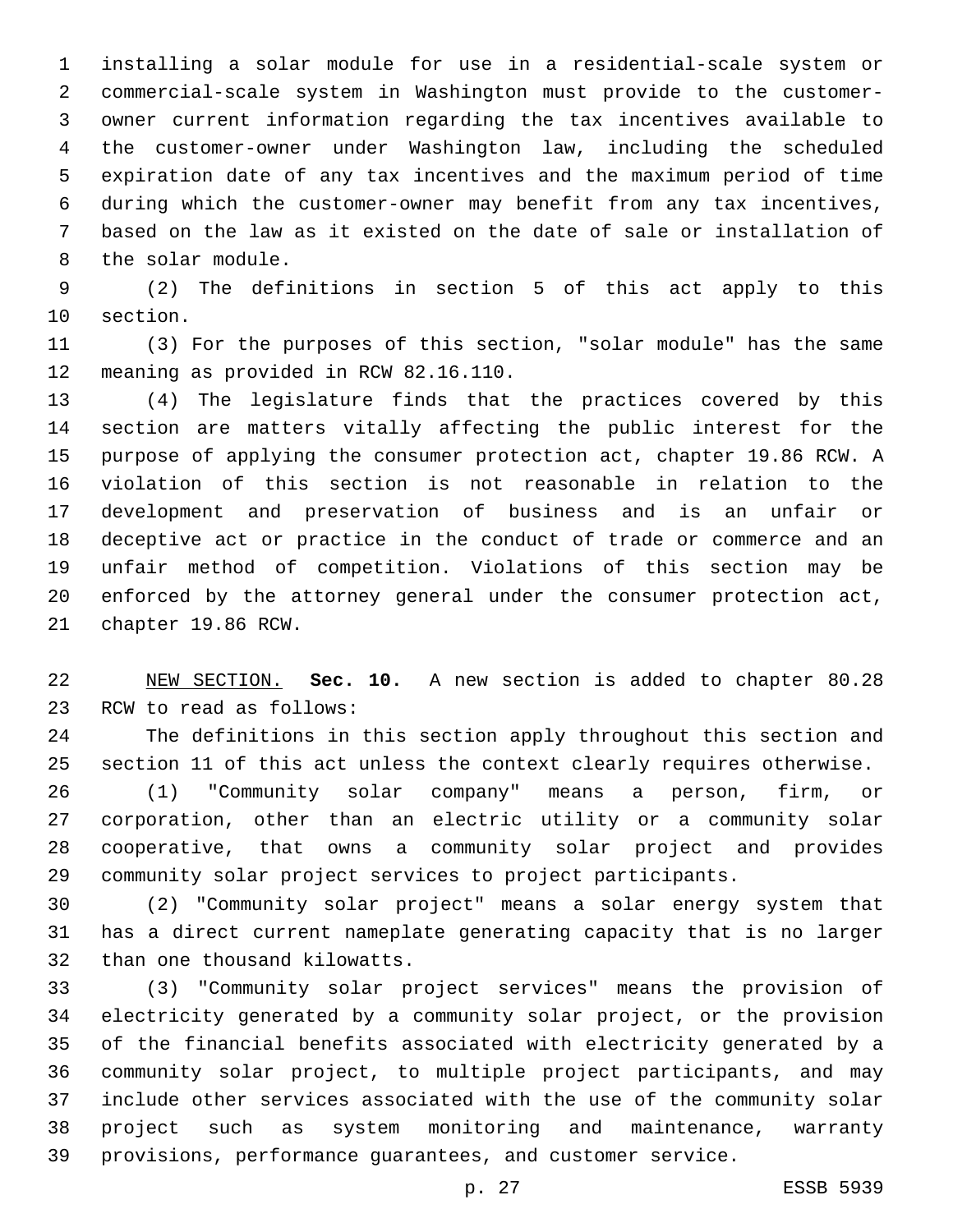installing a solar module for use in a residential-scale system or commercial-scale system in Washington must provide to the customer-owner current information regarding the tax incentives available to the customer-owner under Washington law, including the scheduled expiration date of any tax incentives and the maximum period of time during which the customer-owner may benefit from any tax incentives, based on the law as it existed on the date of sale or installation of the solar module.

(2) The definitions in section 5 of this act apply to this section.

(3) For the purposes of this section, "solar module" has the same meaning as provided in RCW 82.16.110.

(4) The legislature finds that the practices covered by this section are matters vitally affecting the public interest for the purpose of applying the consumer protection act, chapter 19.86 RCW. A violation of this section is not reasonable in relation to the development and preservation of business and is an unfair or deceptive act or practice in the conduct of trade or commerce and an unfair method of competition. Violations of this section may be enforced by the attorney general under the consumer protection act, chapter 19.86 RCW.

NEW SECTION. **Sec. 10.** A new section is added to chapter 80.28 RCW to read as follows:

The definitions in this section apply throughout this section and section 11 of this act unless the context clearly requires otherwise.

(1) "Community solar company" means a person, firm, or corporation, other than an electric utility or a community solar cooperative, that owns a community solar project and provides community solar project services to project participants.

(2) "Community solar project" means a solar energy system that has a direct current nameplate generating capacity that is no larger than one thousand kilowatts.

(3) "Community solar project services" means the provision of electricity generated by a community solar project, or the provision of the financial benefits associated with electricity generated by a community solar project, to multiple project participants, and may include other services associated with the use of the community solar project such as system monitoring and maintenance, warranty provisions, performance guarantees, and customer service.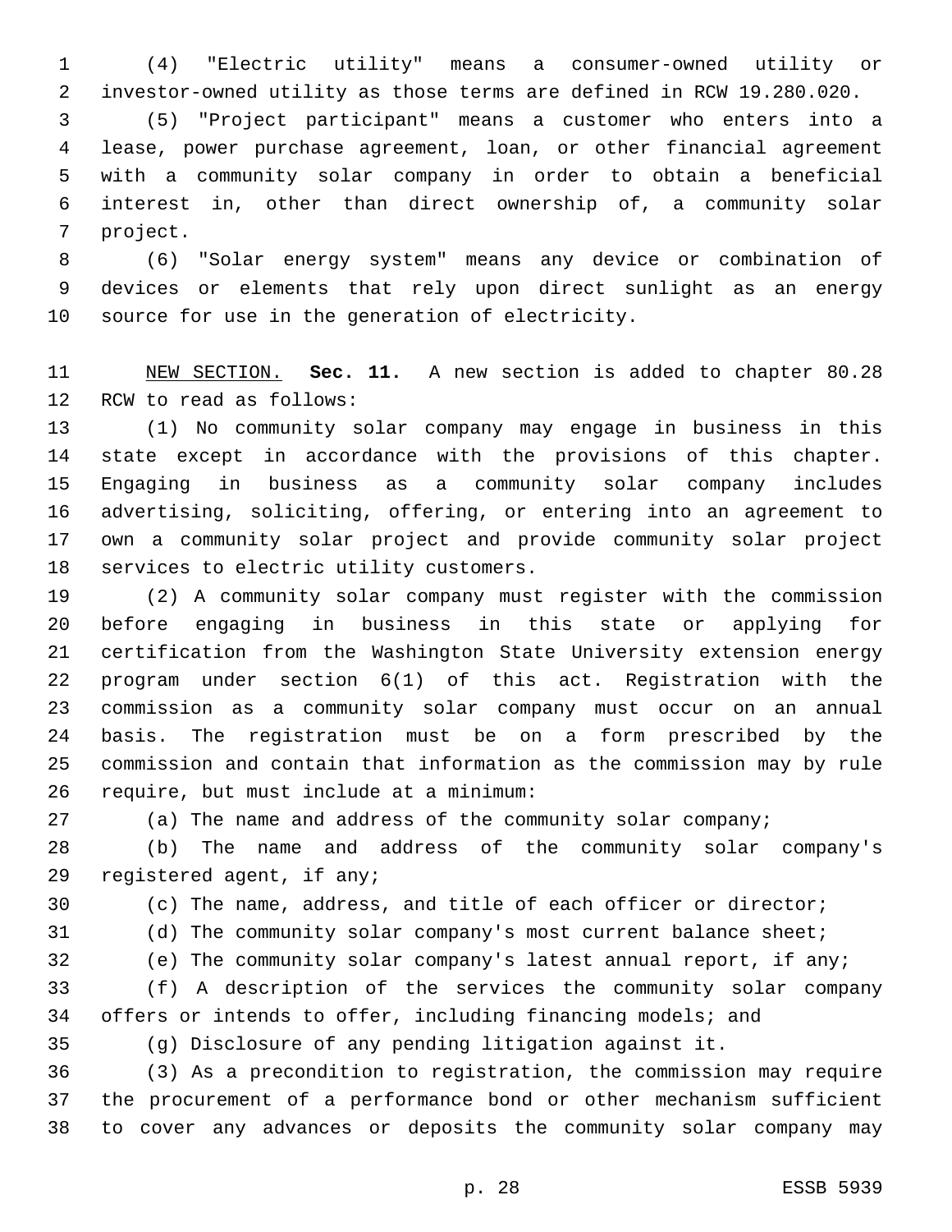(4) "Electric utility" means a consumer-owned utility or investor-owned utility as those terms are defined in RCW 19.280.020.

(5) "Project participant" means a customer who enters into a lease, power purchase agreement, loan, or other financial agreement with a community solar company in order to obtain a beneficial interest in, other than direct ownership of, a community solar project.

(6) "Solar energy system" means any device or combination of devices or elements that rely upon direct sunlight as an energy source for use in the generation of electricity.

NEW SECTION. **Sec. 11.** A new section is added to chapter 80.28 RCW to read as follows:

(1) No community solar company may engage in business in this state except in accordance with the provisions of this chapter. Engaging in business as a community solar company includes advertising, soliciting, offering, or entering into an agreement to own a community solar project and provide community solar project services to electric utility customers.

(2) A community solar company must register with the commission before engaging in business in this state or applying for certification from the Washington State University extension energy program under section 6(1) of this act. Registration with the commission as a community solar company must occur on an annual basis. The registration must be on a form prescribed by the commission and contain that information as the commission may by rule require, but must include at a minimum:

(a) The name and address of the community solar company;

(b) The name and address of the community solar company's registered agent, if any;

(c) The name, address, and title of each officer or director;

(d) The community solar company's most current balance sheet;

(e) The community solar company's latest annual report, if any;

(f) A description of the services the community solar company offers or intends to offer, including financing models; and

(g) Disclosure of any pending litigation against it.

(3) As a precondition to registration, the commission may require the procurement of a performance bond or other mechanism sufficient to cover any advances or deposits the community solar company may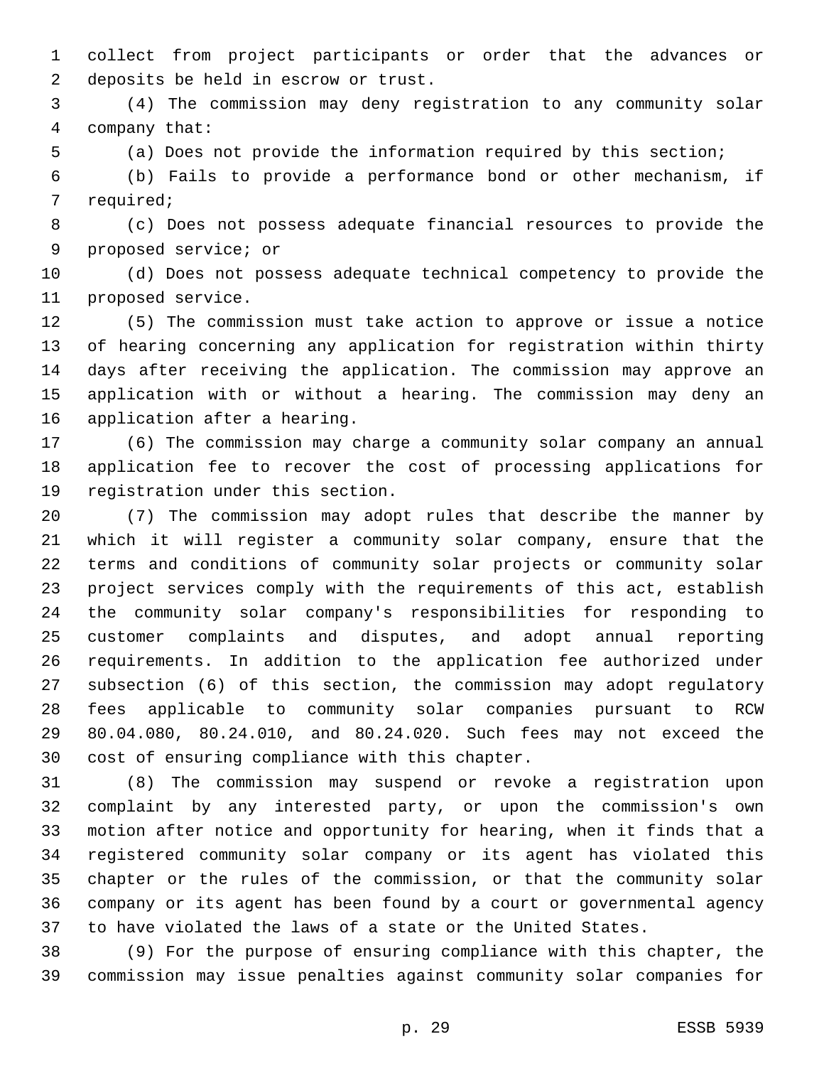collect from project participants or order that the advances or deposits be held in escrow or trust.

(4) The commission may deny registration to any community solar company that:

(a) Does not provide the information required by this section;

(b) Fails to provide a performance bond or other mechanism, if required;

(c) Does not possess adequate financial resources to provide the proposed service; or

(d) Does not possess adequate technical competency to provide the proposed service.

(5) The commission must take action to approve or issue a notice of hearing concerning any application for registration within thirty days after receiving the application. The commission may approve an application with or without a hearing. The commission may deny an application after a hearing.

(6) The commission may charge a community solar company an annual application fee to recover the cost of processing applications for registration under this section.

(7) The commission may adopt rules that describe the manner by which it will register a community solar company, ensure that the terms and conditions of community solar projects or community solar project services comply with the requirements of this act, establish the community solar company's responsibilities for responding to customer complaints and disputes, and adopt annual reporting requirements. In addition to the application fee authorized under subsection (6) of this section, the commission may adopt regulatory fees applicable to community solar companies pursuant to RCW 80.04.080, 80.24.010, and 80.24.020. Such fees may not exceed the cost of ensuring compliance with this chapter.

(8) The commission may suspend or revoke a registration upon complaint by any interested party, or upon the commission's own motion after notice and opportunity for hearing, when it finds that a registered community solar company or its agent has violated this chapter or the rules of the commission, or that the community solar company or its agent has been found by a court or governmental agency to have violated the laws of a state or the United States.

(9) For the purpose of ensuring compliance with this chapter, the commission may issue penalties against community solar companies for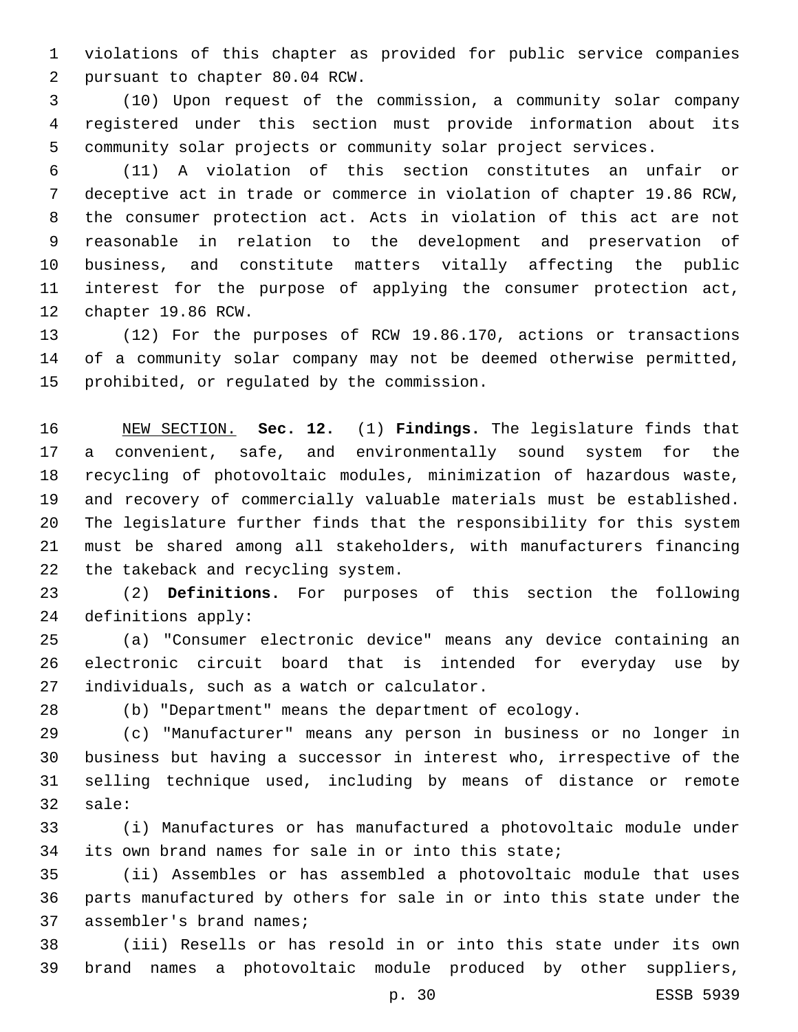violations of this chapter as provided for public service companies pursuant to chapter 80.04 RCW.

(10) Upon request of the commission, a community solar company registered under this section must provide information about its community solar projects or community solar project services.

(11) A violation of this section constitutes an unfair or deceptive act in trade or commerce in violation of chapter 19.86 RCW, the consumer protection act. Acts in violation of this act are not reasonable in relation to the development and preservation of business, and constitute matters vitally affecting the public interest for the purpose of applying the consumer protection act, chapter 19.86 RCW.

(12) For the purposes of RCW 19.86.170, actions or transactions of a community solar company may not be deemed otherwise permitted, prohibited, or regulated by the commission.

NEW SECTION. **Sec. 12.** (1) **Findings.** The legislature finds that a convenient, safe, and environmentally sound system for the recycling of photovoltaic modules, minimization of hazardous waste, and recovery of commercially valuable materials must be established. The legislature further finds that the responsibility for this system must be shared among all stakeholders, with manufacturers financing the takeback and recycling system.

(2) **Definitions.** For purposes of this section the following definitions apply:

(a) "Consumer electronic device" means any device containing an electronic circuit board that is intended for everyday use by individuals, such as a watch or calculator.

(b) "Department" means the department of ecology.

(c) "Manufacturer" means any person in business or no longer in business but having a successor in interest who, irrespective of the selling technique used, including by means of distance or remote sale:

(i) Manufactures or has manufactured a photovoltaic module under its own brand names for sale in or into this state;

(ii) Assembles or has assembled a photovoltaic module that uses parts manufactured by others for sale in or into this state under the assembler's brand names;

(iii) Resells or has resold in or into this state under its own brand names a photovoltaic module produced by other suppliers,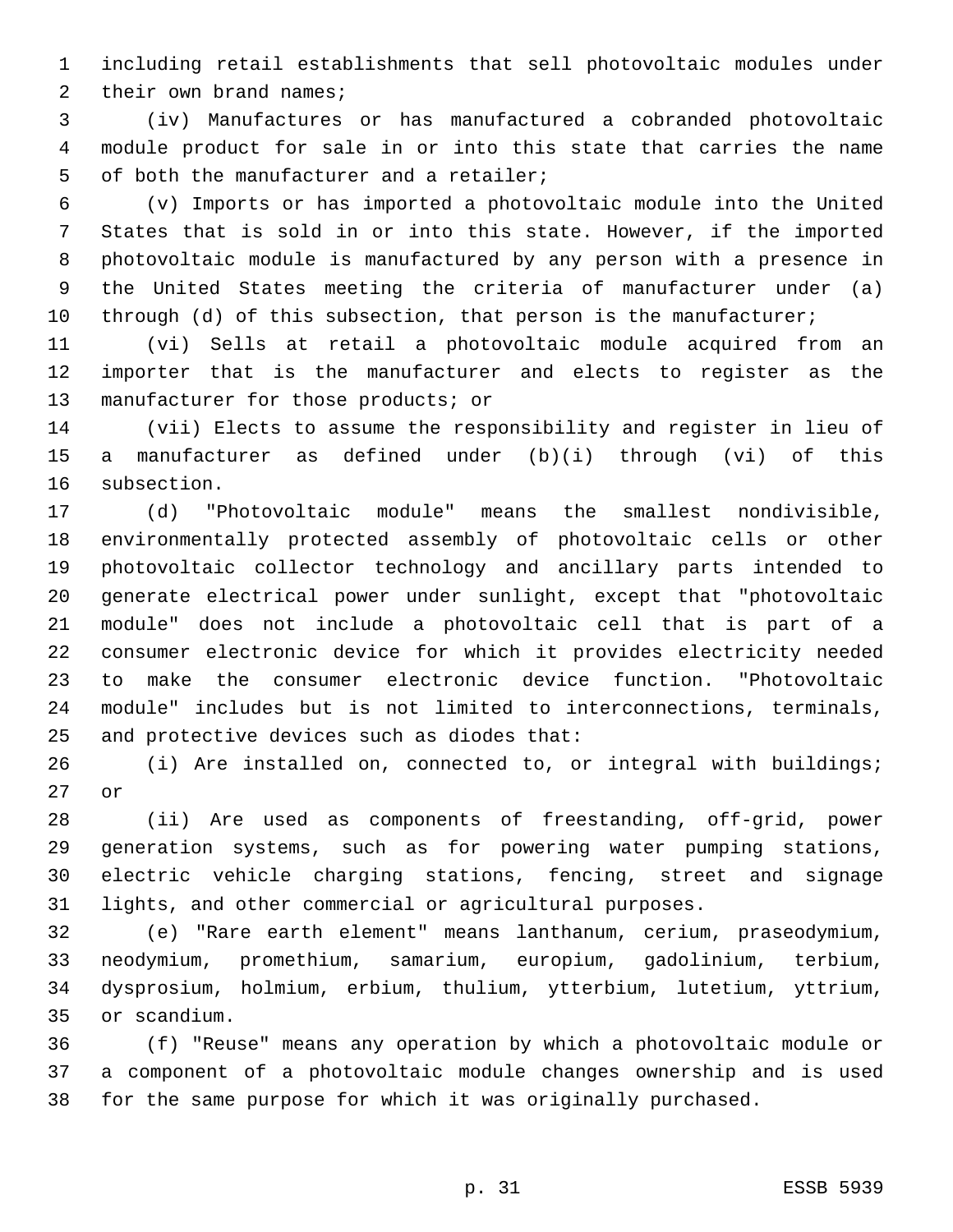including retail establishments that sell photovoltaic modules under their own brand names;

(iv) Manufactures or has manufactured a cobranded photovoltaic module product for sale in or into this state that carries the name of both the manufacturer and a retailer;

(v) Imports or has imported a photovoltaic module into the United States that is sold in or into this state. However, if the imported photovoltaic module is manufactured by any person with a presence in the United States meeting the criteria of manufacturer under (a) through (d) of this subsection, that person is the manufacturer;

(vi) Sells at retail a photovoltaic module acquired from an importer that is the manufacturer and elects to register as the manufacturer for those products; or

(vii) Elects to assume the responsibility and register in lieu of a manufacturer as defined under (b)(i) through (vi) of this subsection.

(d) "Photovoltaic module" means the smallest nondivisible, environmentally protected assembly of photovoltaic cells or other photovoltaic collector technology and ancillary parts intended to generate electrical power under sunlight, except that "photovoltaic module" does not include a photovoltaic cell that is part of a consumer electronic device for which it provides electricity needed to make the consumer electronic device function. "Photovoltaic module" includes but is not limited to interconnections, terminals, and protective devices such as diodes that:

(i) Are installed on, connected to, or integral with buildings; or

(ii) Are used as components of freestanding, off-grid, power generation systems, such as for powering water pumping stations, electric vehicle charging stations, fencing, street and signage lights, and other commercial or agricultural purposes.

(e) "Rare earth element" means lanthanum, cerium, praseodymium, neodymium, promethium, samarium, europium, gadolinium, terbium, dysprosium, holmium, erbium, thulium, ytterbium, lutetium, yttrium, or scandium.

(f) "Reuse" means any operation by which a photovoltaic module or a component of a photovoltaic module changes ownership and is used for the same purpose for which it was originally purchased.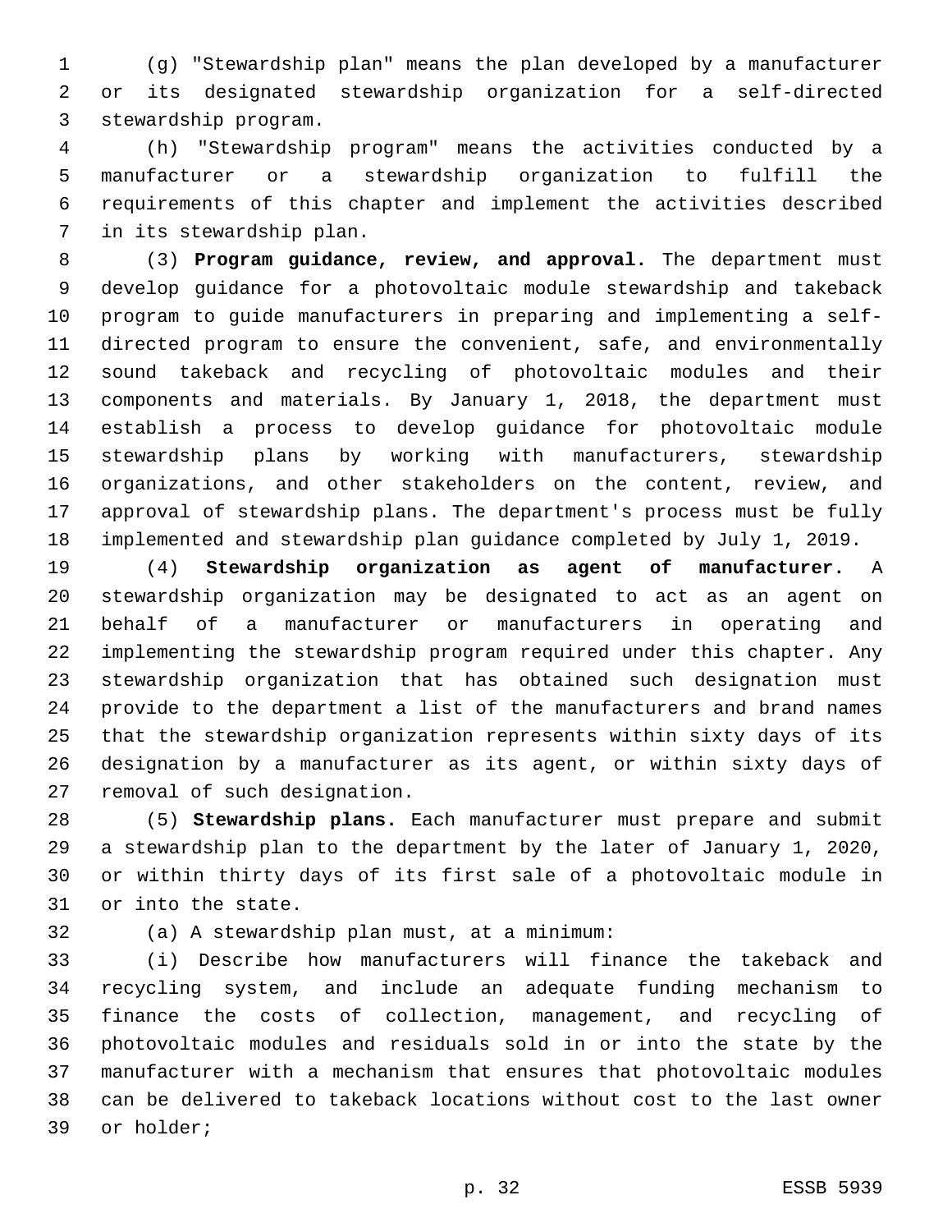(g) "Stewardship plan" means the plan developed by a manufacturer or its designated stewardship organization for a self-directed stewardship program.

(h) "Stewardship program" means the activities conducted by a manufacturer or a stewardship organization to fulfill the requirements of this chapter and implement the activities described in its stewardship plan.

(3) **Program guidance, review, and approval.** The department must develop guidance for a photovoltaic module stewardship and takeback program to guide manufacturers in preparing and implementing a self-directed program to ensure the convenient, safe, and environmentally sound takeback and recycling of photovoltaic modules and their components and materials. By January 1, 2018, the department must establish a process to develop guidance for photovoltaic module stewardship plans by working with manufacturers, stewardship organizations, and other stakeholders on the content, review, and approval of stewardship plans. The department's process must be fully implemented and stewardship plan guidance completed by July 1, 2019.

(4) **Stewardship organization as agent of manufacturer.** A stewardship organization may be designated to act as an agent on behalf of a manufacturer or manufacturers in operating and implementing the stewardship program required under this chapter. Any stewardship organization that has obtained such designation must provide to the department a list of the manufacturers and brand names that the stewardship organization represents within sixty days of its designation by a manufacturer as its agent, or within sixty days of removal of such designation.

(5) **Stewardship plans.** Each manufacturer must prepare and submit a stewardship plan to the department by the later of January 1, 2020, or within thirty days of its first sale of a photovoltaic module in or into the state.

(a) A stewardship plan must, at a minimum:

(i) Describe how manufacturers will finance the takeback and recycling system, and include an adequate funding mechanism to finance the costs of collection, management, and recycling of photovoltaic modules and residuals sold in or into the state by the manufacturer with a mechanism that ensures that photovoltaic modules can be delivered to takeback locations without cost to the last owner or holder;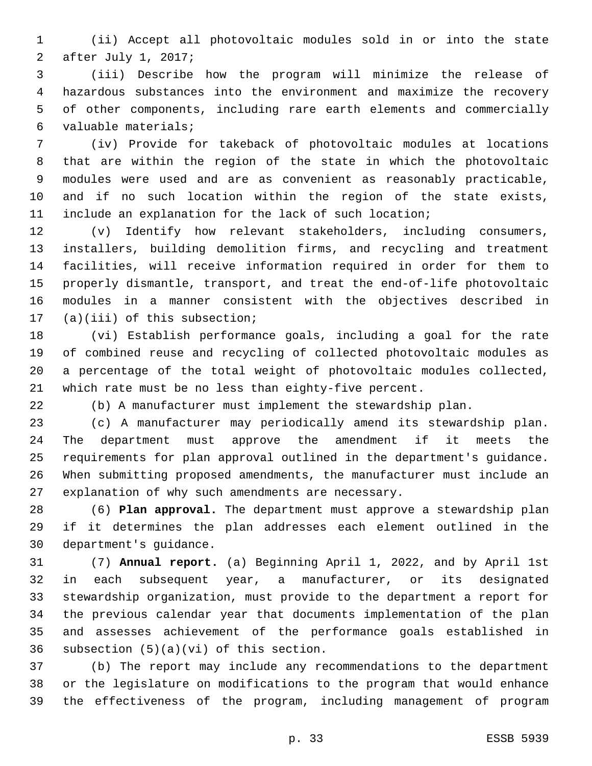(ii) Accept all photovoltaic modules sold in or into the state after July 1, 2017;

(iii) Describe how the program will minimize the release of hazardous substances into the environment and maximize the recovery of other components, including rare earth elements and commercially valuable materials;

(iv) Provide for takeback of photovoltaic modules at locations that are within the region of the state in which the photovoltaic modules were used and are as convenient as reasonably practicable, and if no such location within the region of the state exists, include an explanation for the lack of such location;

(v) Identify how relevant stakeholders, including consumers, installers, building demolition firms, and recycling and treatment facilities, will receive information required in order for them to properly dismantle, transport, and treat the end-of-life photovoltaic modules in a manner consistent with the objectives described in (a)(iii) of this subsection;

(vi) Establish performance goals, including a goal for the rate of combined reuse and recycling of collected photovoltaic modules as a percentage of the total weight of photovoltaic modules collected, which rate must be no less than eighty-five percent.

(b) A manufacturer must implement the stewardship plan.

(c) A manufacturer may periodically amend its stewardship plan. The department must approve the amendment if it meets the requirements for plan approval outlined in the department's guidance. When submitting proposed amendments, the manufacturer must include an explanation of why such amendments are necessary.

(6) **Plan approval.** The department must approve a stewardship plan if it determines the plan addresses each element outlined in the department's guidance.

(7) **Annual report.** (a) Beginning April 1, 2022, and by April 1st in each subsequent year, a manufacturer, or its designated stewardship organization, must provide to the department a report for the previous calendar year that documents implementation of the plan and assesses achievement of the performance goals established in subsection (5)(a)(vi) of this section.

(b) The report may include any recommendations to the department or the legislature on modifications to the program that would enhance the effectiveness of the program, including management of program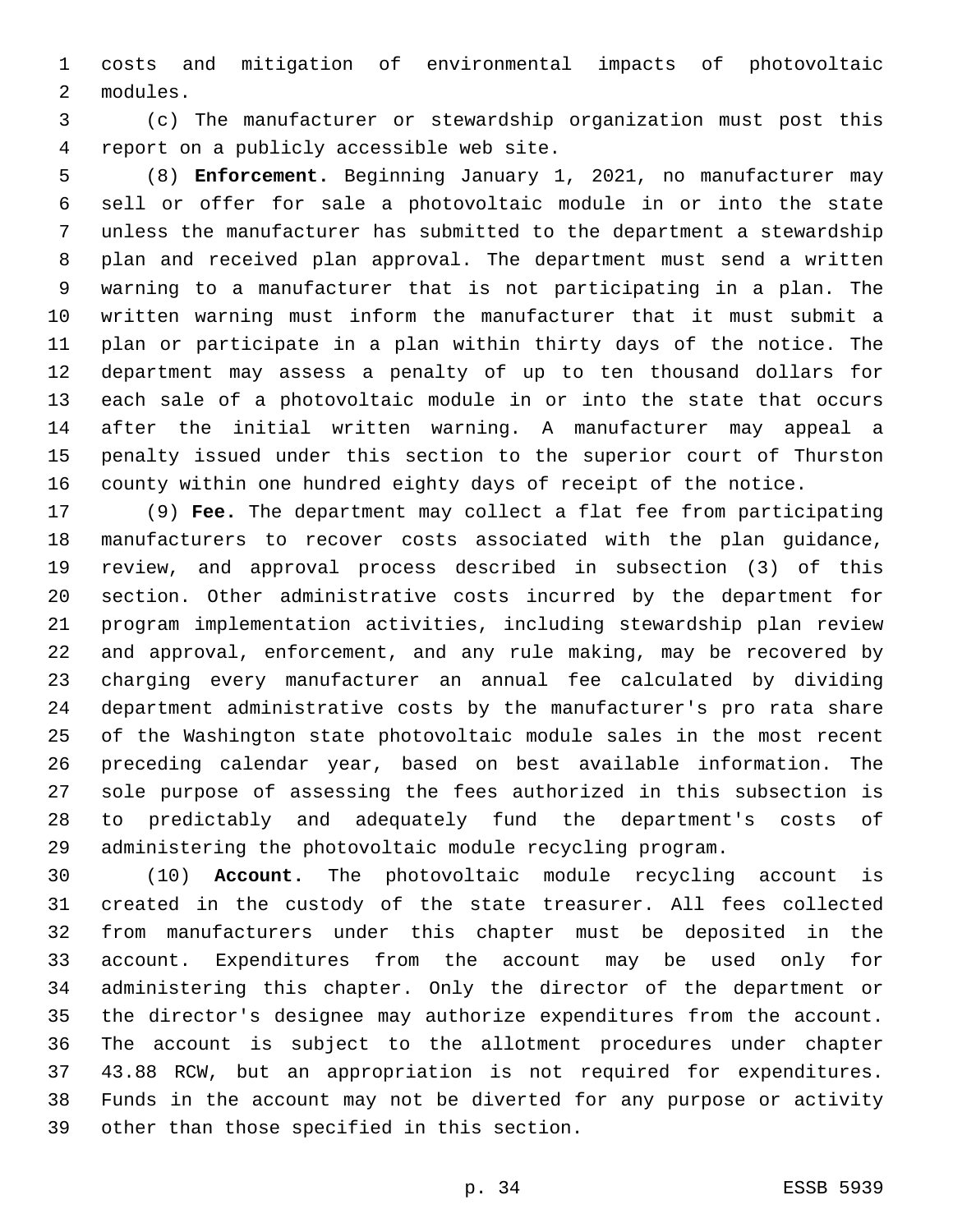costs and mitigation of environmental impacts of photovoltaic modules.

(c) The manufacturer or stewardship organization must post this report on a publicly accessible web site.

(8) **Enforcement.** Beginning January 1, 2021, no manufacturer may sell or offer for sale a photovoltaic module in or into the state unless the manufacturer has submitted to the department a stewardship plan and received plan approval. The department must send a written warning to a manufacturer that is not participating in a plan. The written warning must inform the manufacturer that it must submit a plan or participate in a plan within thirty days of the notice. The department may assess a penalty of up to ten thousand dollars for each sale of a photovoltaic module in or into the state that occurs after the initial written warning. A manufacturer may appeal a penalty issued under this section to the superior court of Thurston county within one hundred eighty days of receipt of the notice.

(9) **Fee.** The department may collect a flat fee from participating manufacturers to recover costs associated with the plan guidance, review, and approval process described in subsection (3) of this section. Other administrative costs incurred by the department for program implementation activities, including stewardship plan review and approval, enforcement, and any rule making, may be recovered by charging every manufacturer an annual fee calculated by dividing department administrative costs by the manufacturer's pro rata share of the Washington state photovoltaic module sales in the most recent preceding calendar year, based on best available information. The sole purpose of assessing the fees authorized in this subsection is to predictably and adequately fund the department's costs of administering the photovoltaic module recycling program.

(10) **Account.** The photovoltaic module recycling account is created in the custody of the state treasurer. All fees collected from manufacturers under this chapter must be deposited in the account. Expenditures from the account may be used only for administering this chapter. Only the director of the department or the director's designee may authorize expenditures from the account. The account is subject to the allotment procedures under chapter 43.88 RCW, but an appropriation is not required for expenditures. Funds in the account may not be diverted for any purpose or activity other than those specified in this section.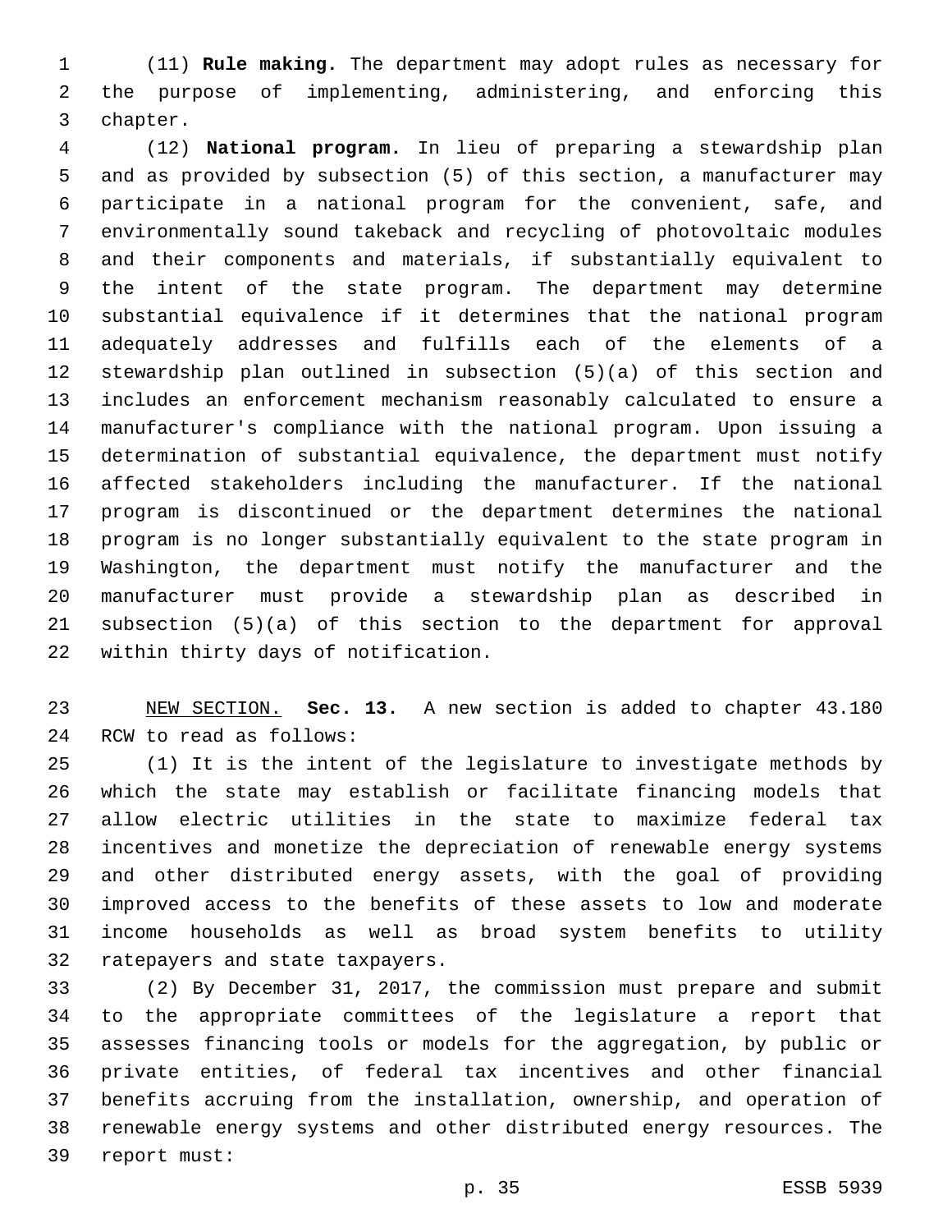(11) **Rule making.** The department may adopt rules as necessary for the purpose of implementing, administering, and enforcing this chapter.

(12) **National program.** In lieu of preparing a stewardship plan and as provided by subsection (5) of this section, a manufacturer may participate in a national program for the convenient, safe, and environmentally sound takeback and recycling of photovoltaic modules and their components and materials, if substantially equivalent to the intent of the state program. The department may determine substantial equivalence if it determines that the national program adequately addresses and fulfills each of the elements of a stewardship plan outlined in subsection (5)(a) of this section and includes an enforcement mechanism reasonably calculated to ensure a manufacturer's compliance with the national program. Upon issuing a determination of substantial equivalence, the department must notify affected stakeholders including the manufacturer. If the national program is discontinued or the department determines the national program is no longer substantially equivalent to the state program in Washington, the department must notify the manufacturer and the manufacturer must provide a stewardship plan as described in subsection (5)(a) of this section to the department for approval within thirty days of notification.

NEW SECTION. **Sec. 13.** A new section is added to chapter 43.180 RCW to read as follows:

(1) It is the intent of the legislature to investigate methods by which the state may establish or facilitate financing models that allow electric utilities in the state to maximize federal tax incentives and monetize the depreciation of renewable energy systems and other distributed energy assets, with the goal of providing improved access to the benefits of these assets to low and moderate income households as well as broad system benefits to utility ratepayers and state taxpayers.

(2) By December 31, 2017, the commission must prepare and submit to the appropriate committees of the legislature a report that assesses financing tools or models for the aggregation, by public or private entities, of federal tax incentives and other financial benefits accruing from the installation, ownership, and operation of renewable energy systems and other distributed energy resources. The report must: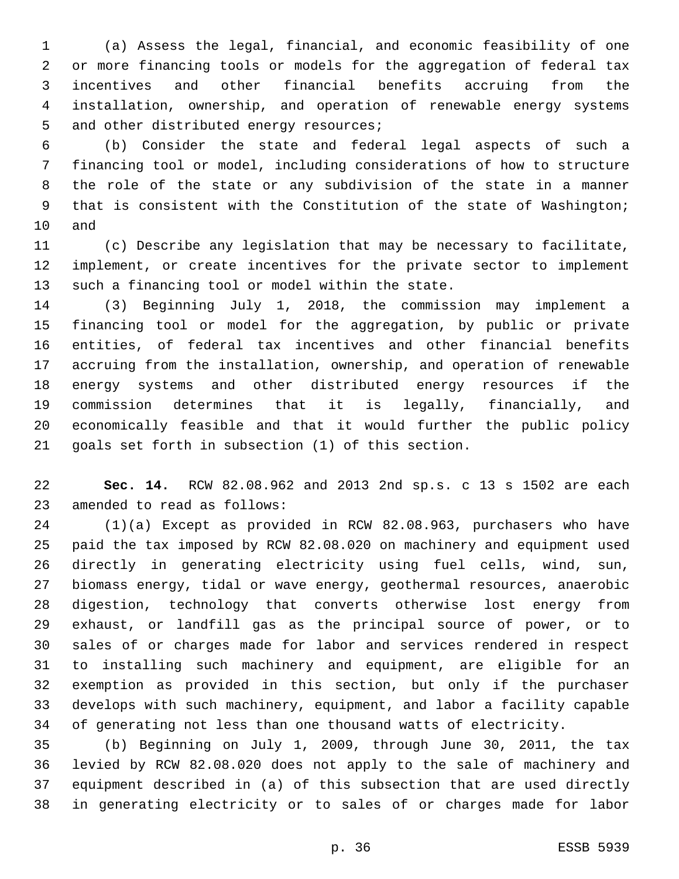(a) Assess the legal, financial, and economic feasibility of one or more financing tools or models for the aggregation of federal tax incentives and other financial benefits accruing from the installation, ownership, and operation of renewable energy systems and other distributed energy resources;

(b) Consider the state and federal legal aspects of such a financing tool or model, including considerations of how to structure the role of the state or any subdivision of the state in a manner that is consistent with the Constitution of the state of Washington; and

(c) Describe any legislation that may be necessary to facilitate, implement, or create incentives for the private sector to implement such a financing tool or model within the state.

(3) Beginning July 1, 2018, the commission may implement a financing tool or model for the aggregation, by public or private entities, of federal tax incentives and other financial benefits accruing from the installation, ownership, and operation of renewable energy systems and other distributed energy resources if the commission determines that it is legally, financially, and economically feasible and that it would further the public policy goals set forth in subsection (1) of this section.

**Sec. 14.** RCW 82.08.962 and 2013 2nd sp.s. c 13 s 1502 are each amended to read as follows:

(1)(a) Except as provided in RCW 82.08.963, purchasers who have paid the tax imposed by RCW 82.08.020 on machinery and equipment used directly in generating electricity using fuel cells, wind, sun, biomass energy, tidal or wave energy, geothermal resources, anaerobic digestion, technology that converts otherwise lost energy from exhaust, or landfill gas as the principal source of power, or to sales of or charges made for labor and services rendered in respect to installing such machinery and equipment, are eligible for an exemption as provided in this section, but only if the purchaser develops with such machinery, equipment, and labor a facility capable of generating not less than one thousand watts of electricity.

(b) Beginning on July 1, 2009, through June 30, 2011, the tax levied by RCW 82.08.020 does not apply to the sale of machinery and equipment described in (a) of this subsection that are used directly in generating electricity or to sales of or charges made for labor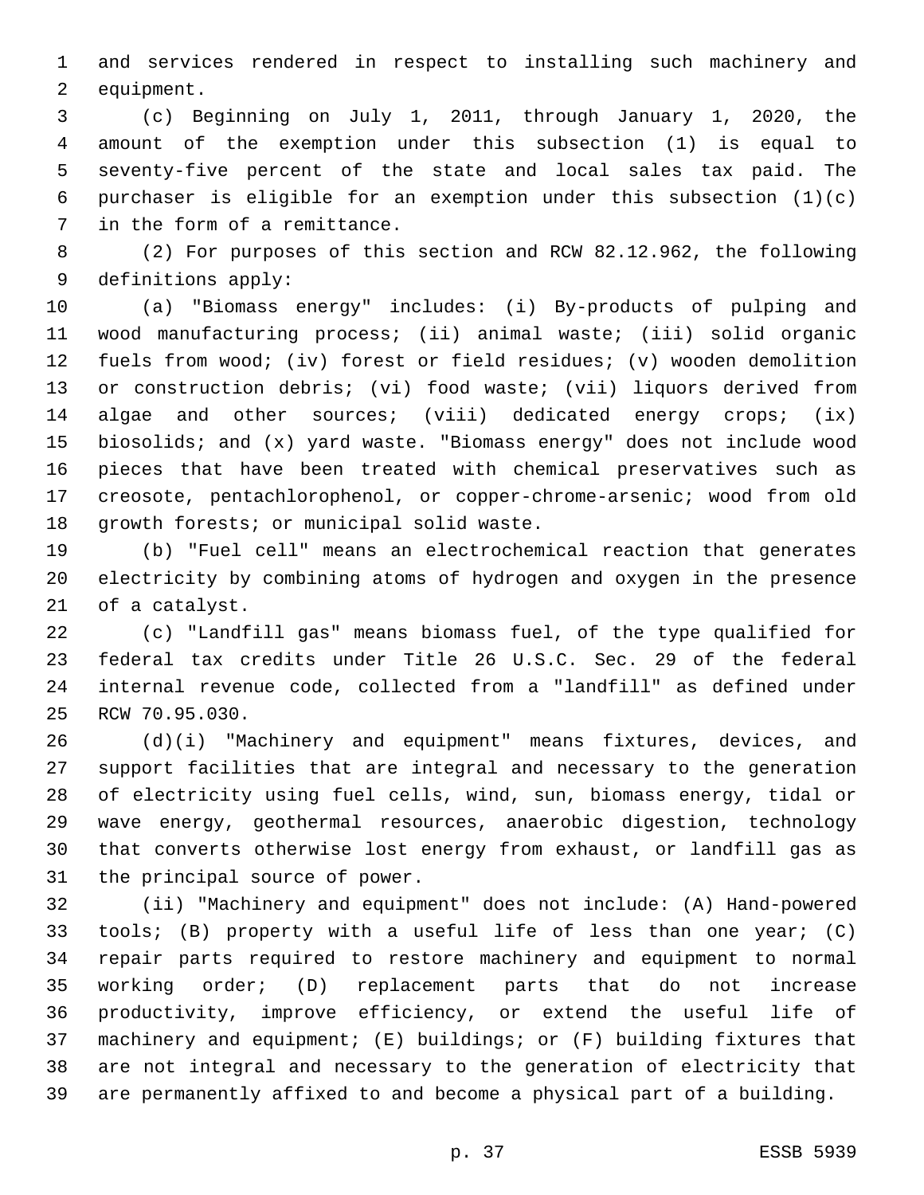and services rendered in respect to installing such machinery and equipment.

(c) Beginning on July 1, 2011, through January 1, 2020, the amount of the exemption under this subsection (1) is equal to seventy-five percent of the state and local sales tax paid. The purchaser is eligible for an exemption under this subsection (1)(c) in the form of a remittance.

(2) For purposes of this section and RCW 82.12.962, the following definitions apply:

(a) "Biomass energy" includes: (i) By-products of pulping and wood manufacturing process; (ii) animal waste; (iii) solid organic fuels from wood; (iv) forest or field residues; (v) wooden demolition or construction debris; (vi) food waste; (vii) liquors derived from algae and other sources; (viii) dedicated energy crops; (ix) biosolids; and (x) yard waste. "Biomass energy" does not include wood pieces that have been treated with chemical preservatives such as creosote, pentachlorophenol, or copper-chrome-arsenic; wood from old growth forests; or municipal solid waste.

(b) "Fuel cell" means an electrochemical reaction that generates electricity by combining atoms of hydrogen and oxygen in the presence of a catalyst.

(c) "Landfill gas" means biomass fuel, of the type qualified for federal tax credits under Title 26 U.S.C. Sec. 29 of the federal internal revenue code, collected from a "landfill" as defined under RCW 70.95.030.

(d)(i) "Machinery and equipment" means fixtures, devices, and support facilities that are integral and necessary to the generation of electricity using fuel cells, wind, sun, biomass energy, tidal or wave energy, geothermal resources, anaerobic digestion, technology that converts otherwise lost energy from exhaust, or landfill gas as the principal source of power.

(ii) "Machinery and equipment" does not include: (A) Hand-powered tools; (B) property with a useful life of less than one year; (C) repair parts required to restore machinery and equipment to normal working order; (D) replacement parts that do not increase productivity, improve efficiency, or extend the useful life of machinery and equipment; (E) buildings; or (F) building fixtures that are not integral and necessary to the generation of electricity that are permanently affixed to and become a physical part of a building.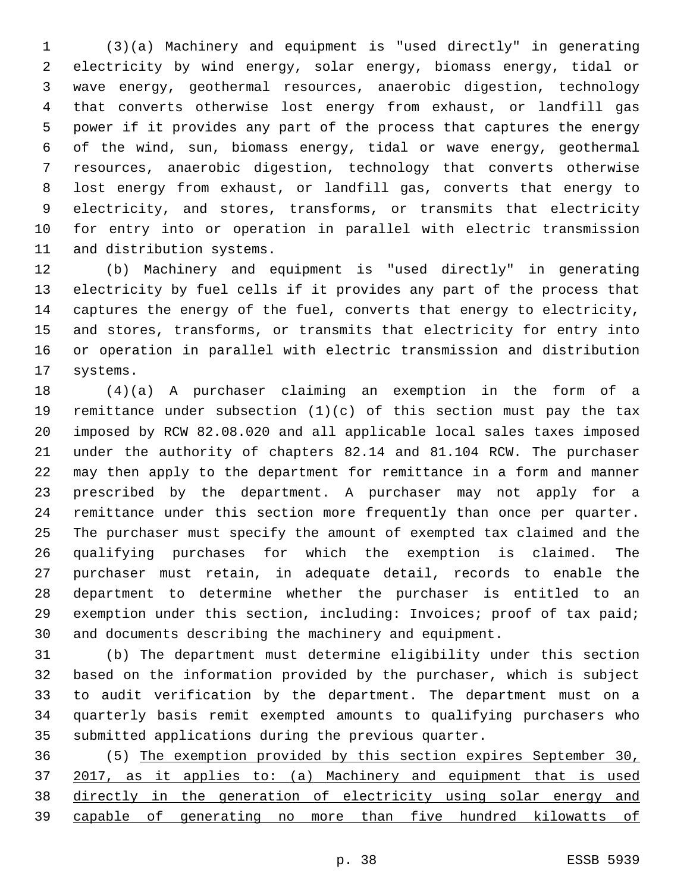(3)(a) Machinery and equipment is "used directly" in generating electricity by wind energy, solar energy, biomass energy, tidal or wave energy, geothermal resources, anaerobic digestion, technology that converts otherwise lost energy from exhaust, or landfill gas power if it provides any part of the process that captures the energy of the wind, sun, biomass energy, tidal or wave energy, geothermal resources, anaerobic digestion, technology that converts otherwise lost energy from exhaust, or landfill gas, converts that energy to electricity, and stores, transforms, or transmits that electricity for entry into or operation in parallel with electric transmission and distribution systems.

(b) Machinery and equipment is "used directly" in generating electricity by fuel cells if it provides any part of the process that captures the energy of the fuel, converts that energy to electricity, and stores, transforms, or transmits that electricity for entry into or operation in parallel with electric transmission and distribution systems.

(4)(a) A purchaser claiming an exemption in the form of a remittance under subsection (1)(c) of this section must pay the tax imposed by RCW 82.08.020 and all applicable local sales taxes imposed under the authority of chapters 82.14 and 81.104 RCW. The purchaser may then apply to the department for remittance in a form and manner prescribed by the department. A purchaser may not apply for a remittance under this section more frequently than once per quarter. The purchaser must specify the amount of exempted tax claimed and the qualifying purchases for which the exemption is claimed. The purchaser must retain, in adequate detail, records to enable the department to determine whether the purchaser is entitled to an exemption under this section, including: Invoices; proof of tax paid; and documents describing the machinery and equipment.

(b) The department must determine eligibility under this section based on the information provided by the purchaser, which is subject to audit verification by the department. The department must on a quarterly basis remit exempted amounts to qualifying purchasers who submitted applications during the previous quarter.

(5) <u>The exemption provided by this section expires September 30, 2017, as it applies to: (a) Machinery and equipment that is used directly in the generation of electricity using solar energy and capable of generating no more than five hundred kilowatts of</u>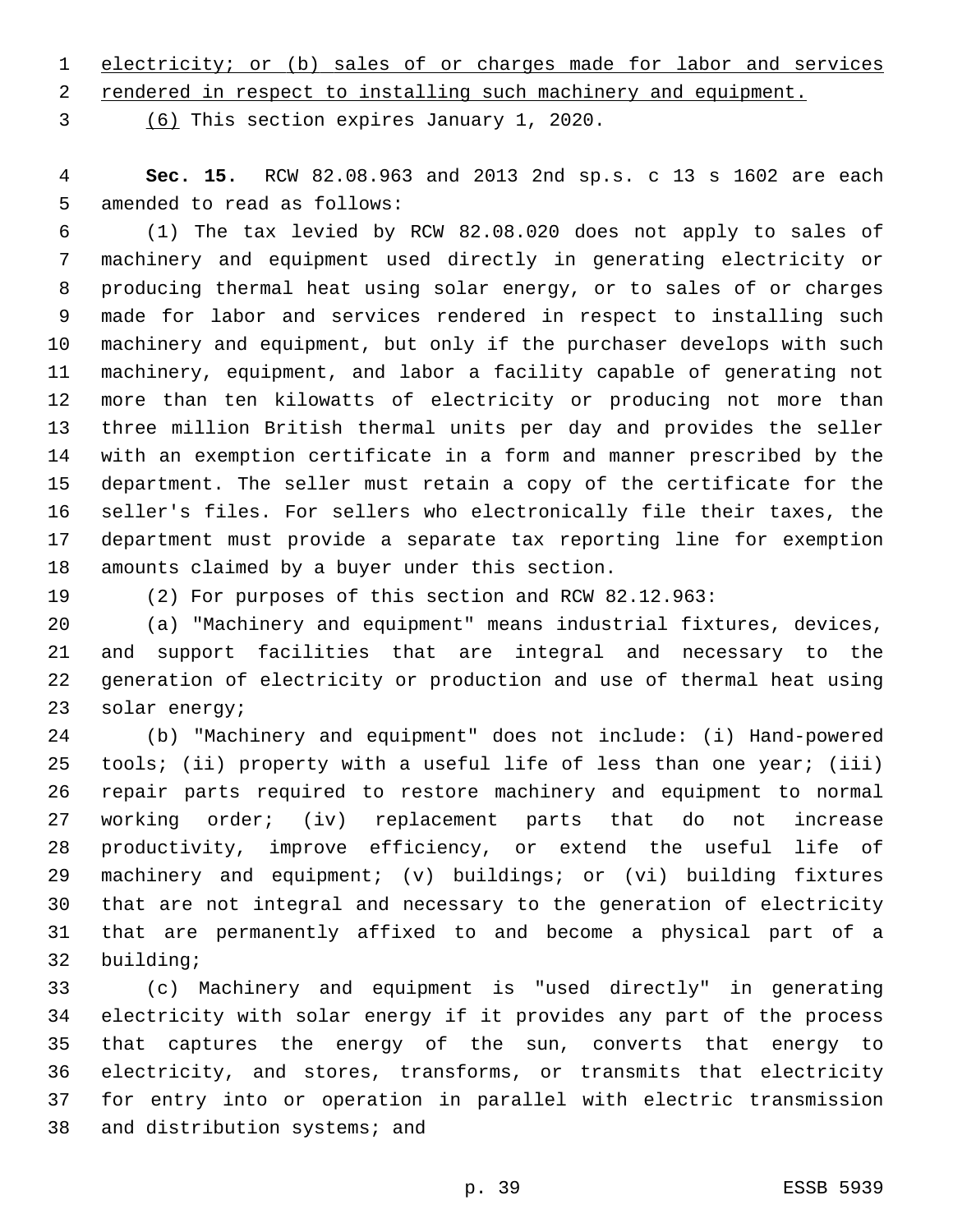electricity; or (b) sales of or charges made for labor and services rendered in respect to installing such machinery and equipment.

(6) This section expires January 1, 2020.

**Sec. 15.** RCW 82.08.963 and 2013 2nd sp.s. c 13 s 1602 are each amended to read as follows:

(1) The tax levied by RCW 82.08.020 does not apply to sales of machinery and equipment used directly in generating electricity or producing thermal heat using solar energy, or to sales of or charges made for labor and services rendered in respect to installing such machinery and equipment, but only if the purchaser develops with such machinery, equipment, and labor a facility capable of generating not more than ten kilowatts of electricity or producing not more than three million British thermal units per day and provides the seller with an exemption certificate in a form and manner prescribed by the department. The seller must retain a copy of the certificate for the seller's files. For sellers who electronically file their taxes, the department must provide a separate tax reporting line for exemption amounts claimed by a buyer under this section.

(2) For purposes of this section and RCW 82.12.963:

(a) "Machinery and equipment" means industrial fixtures, devices, and support facilities that are integral and necessary to the generation of electricity or production and use of thermal heat using solar energy;

(b) "Machinery and equipment" does not include: (i) Hand-powered tools; (ii) property with a useful life of less than one year; (iii) repair parts required to restore machinery and equipment to normal working order; (iv) replacement parts that do not increase productivity, improve efficiency, or extend the useful life of machinery and equipment; (v) buildings; or (vi) building fixtures that are not integral and necessary to the generation of electricity that are permanently affixed to and become a physical part of a building;

(c) Machinery and equipment is "used directly" in generating electricity with solar energy if it provides any part of the process that captures the energy of the sun, converts that energy to electricity, and stores, transforms, or transmits that electricity for entry into or operation in parallel with electric transmission and distribution systems; and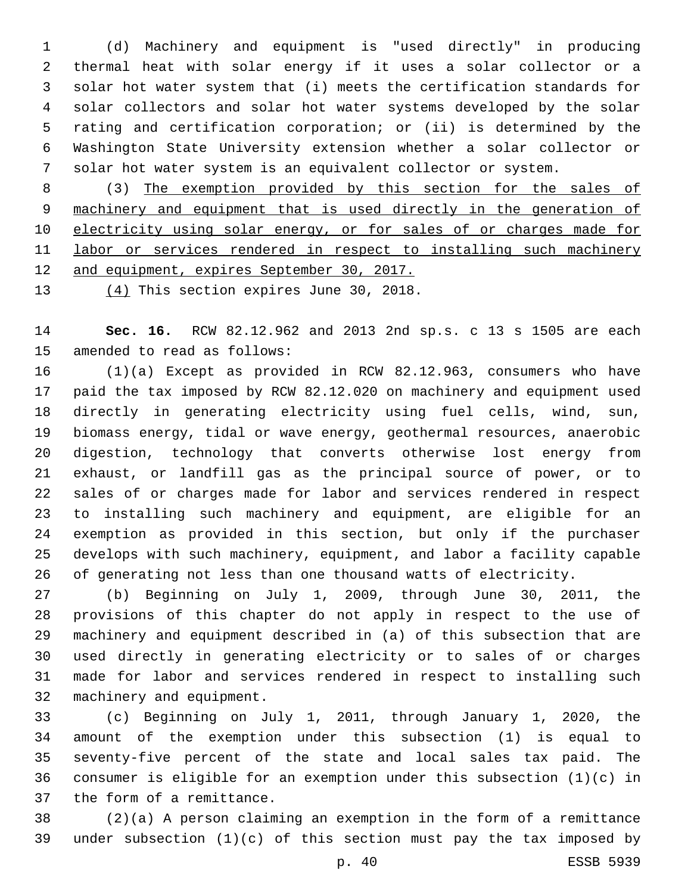(d) Machinery and equipment is "used directly" in producing thermal heat with solar energy if it uses a solar collector or a solar hot water system that (i) meets the certification standards for solar collectors and solar hot water systems developed by the solar rating and certification corporation; or (ii) is determined by the Washington State University extension whether a solar collector or solar hot water system is an equivalent collector or system.

(3) <u>The exemption provided by this section for the sales of machinery and equipment that is used directly in the generation of electricity using solar energy, or for sales of or charges made for labor or services rendered in respect to installing such machinery and equipment, expires September 30, 2017.</u>

<u>(4)</u> This section expires June 30, 2018.

**Sec. 16.** RCW 82.12.962 and 2013 2nd sp.s. c 13 s 1505 are each amended to read as follows:

(1)(a) Except as provided in RCW 82.12.963, consumers who have paid the tax imposed by RCW 82.12.020 on machinery and equipment used directly in generating electricity using fuel cells, wind, sun, biomass energy, tidal or wave energy, geothermal resources, anaerobic digestion, technology that converts otherwise lost energy from exhaust, or landfill gas as the principal source of power, or to sales of or charges made for labor and services rendered in respect to installing such machinery and equipment, are eligible for an exemption as provided in this section, but only if the purchaser develops with such machinery, equipment, and labor a facility capable of generating not less than one thousand watts of electricity.

(b) Beginning on July 1, 2009, through June 30, 2011, the provisions of this chapter do not apply in respect to the use of machinery and equipment described in (a) of this subsection that are used directly in generating electricity or to sales of or charges made for labor and services rendered in respect to installing such machinery and equipment.

(c) Beginning on July 1, 2011, through January 1, 2020, the amount of the exemption under this subsection (1) is equal to seventy-five percent of the state and local sales tax paid. The consumer is eligible for an exemption under this subsection (1)(c) in the form of a remittance.

(2)(a) A person claiming an exemption in the form of a remittance under subsection (1)(c) of this section must pay the tax imposed by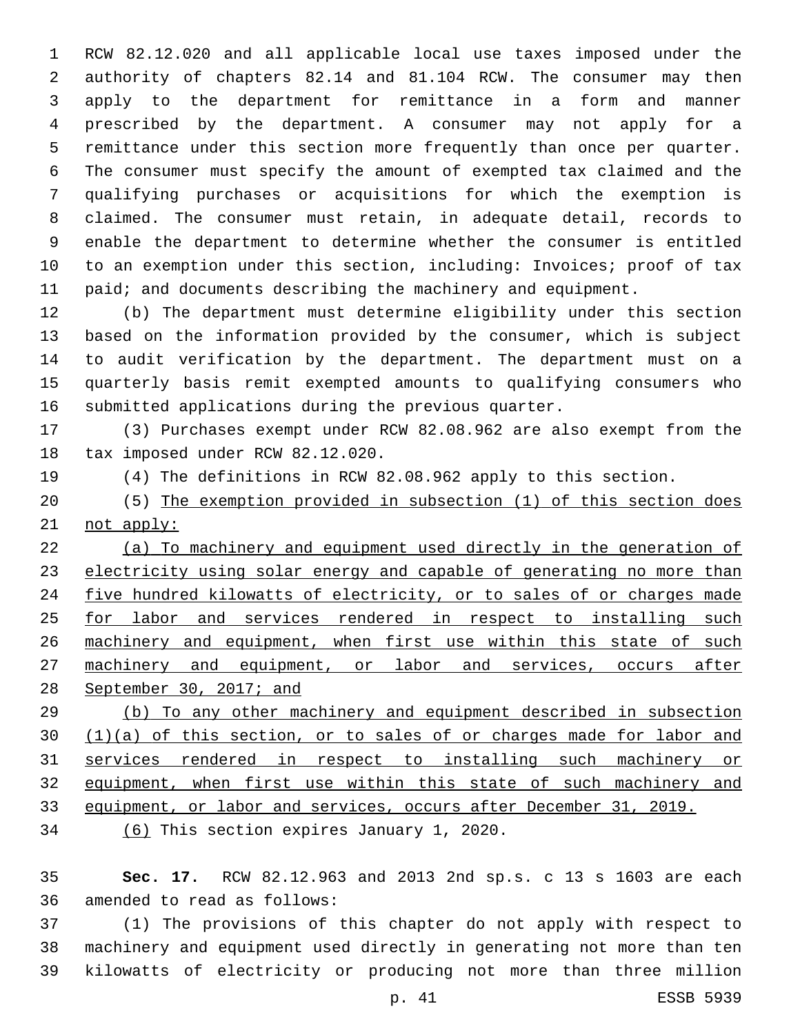RCW 82.12.020 and all applicable local use taxes imposed under the authority of chapters 82.14 and 81.104 RCW. The consumer may then apply to the department for remittance in a form and manner prescribed by the department. A consumer may not apply for a remittance under this section more frequently than once per quarter. The consumer must specify the amount of exempted tax claimed and the qualifying purchases or acquisitions for which the exemption is claimed. The consumer must retain, in adequate detail, records to enable the department to determine whether the consumer is entitled to an exemption under this section, including: Invoices; proof of tax paid; and documents describing the machinery and equipment.

(b) The department must determine eligibility under this section based on the information provided by the consumer, which is subject to audit verification by the department. The department must on a quarterly basis remit exempted amounts to qualifying consumers who submitted applications during the previous quarter.

(3) Purchases exempt under RCW 82.08.962 are also exempt from the tax imposed under RCW 82.12.020.

(4) The definitions in RCW 82.08.962 apply to this section.

(5) <u>The exemption provided in subsection (1) of this section does not apply:</u>

<u>(a) To machinery and equipment used directly in the generation of electricity using solar energy and capable of generating no more than five hundred kilowatts of electricity, or to sales of or charges made for labor and services rendered in respect to installing such machinery and equipment, when first use within this state of such machinery and equipment, or labor and services, occurs after September 30, 2017; and</u>

<u>(b) To any other machinery and equipment described in subsection (1)(a) of this section, or to sales of or charges made for labor and services rendered in respect to installing such machinery or equipment, when first use within this state of such machinery and equipment, or labor and services, occurs after December 31, 2019.</u>

<u>(6)</u> This section expires January 1, 2020.

**Sec. 17.** RCW 82.12.963 and 2013 2nd sp.s. c 13 s 1603 are each amended to read as follows:

(1) The provisions of this chapter do not apply with respect to machinery and equipment used directly in generating not more than ten kilowatts of electricity or producing not more than three million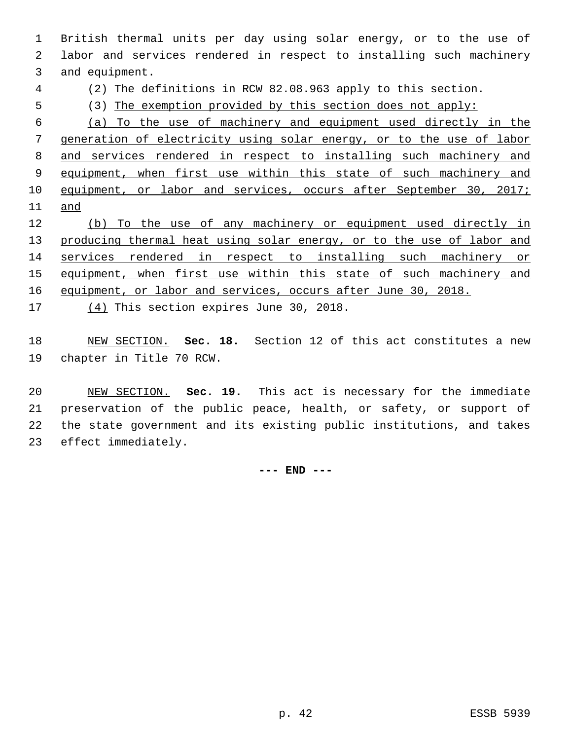British thermal units per day using solar energy, or to the use of labor and services rendered in respect to installing such machinery and equipment.

(2) The definitions in RCW 82.08.963 apply to this section.

(3) The exemption provided by this section does not apply:

(a) To the use of machinery and equipment used directly in the generation of electricity using solar energy, or to the use of labor and services rendered in respect to installing such machinery and equipment, when first use within this state of such machinery and equipment, or labor and services, occurs after September 30, 2017; and

(b) To the use of any machinery or equipment used directly in producing thermal heat using solar energy, or to the use of labor and services rendered in respect to installing such machinery or equipment, when first use within this state of such machinery and equipment, or labor and services, occurs after June 30, 2018.

(4) This section expires June 30, 2018.

NEW SECTION. **Sec. 18.** Section 12 of this act constitutes a new chapter in Title 70 RCW.

NEW SECTION. **Sec. 19.** This act is necessary for the immediate preservation of the public peace, health, or safety, or support of the state government and its existing public institutions, and takes effect immediately.

**--- END ---**